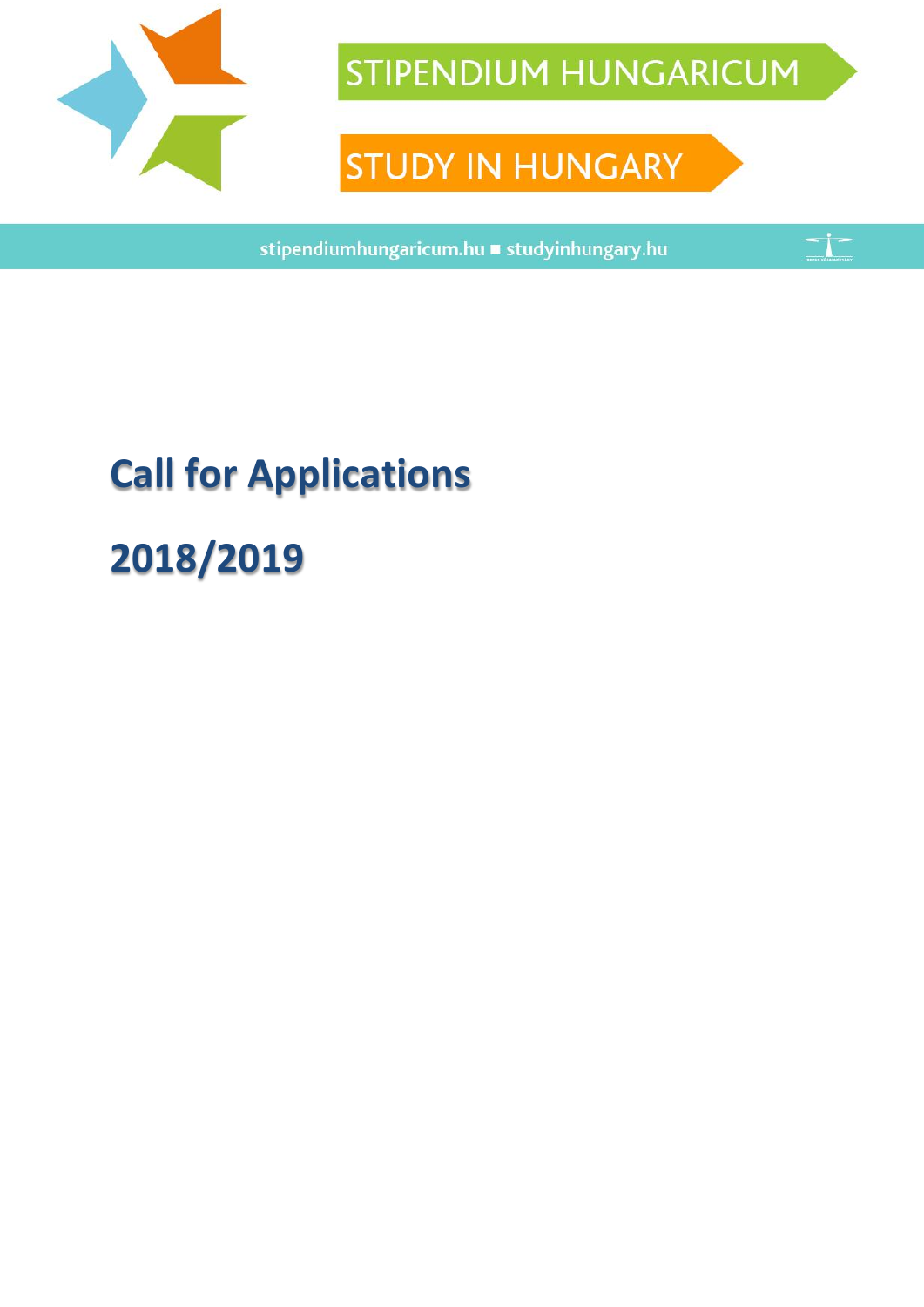STIPENDIUM HUNGARICUM

STUDY IN HUNGARY

stipendiumhungaricum.hu ■ studyinhungary.hu

# Call for Applications

# 2018/2019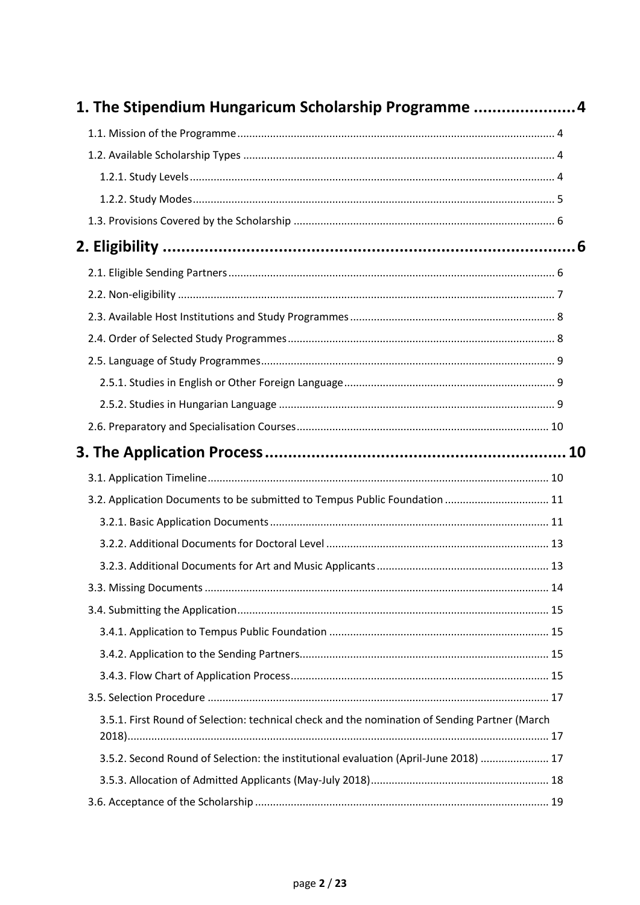# 1. The Stipendium Hungaricum Scholarship Programme ..................... 4

1.1. Mission of the Programme ..................... 4

1.2. Available Scholarship Types ..................... 4

1.2.1. Study Levels ..................... 4

1.2.2. Study Modes ..................... 5

1.3. Provisions Covered by the Scholarship ..................... 6

# 2. Eligibility ..................... 6

2.1. Eligible Sending Partners ..................... 6

2.2. Non-eligibility ..................... 7

2.3. Available Host Institutions and Study Programmes ..................... 8

2.4. Order of Selected Study Programmes ..................... 8

2.5. Language of Study Programmes ..................... 9

2.5.1. Studies in English or Other Foreign Language ..................... 9

2.5.2. Studies in Hungarian Language ..................... 9

2.6. Preparatory and Specialisation Courses ..................... 10

# 3. The Application Process ..................... 10

3.1. Application Timeline ..................... 10

3.2. Application Documents to be submitted to Tempus Public Foundation ..................... 11

3.2.1. Basic Application Documents ..................... 11

3.2.2. Additional Documents for Doctoral Level ..................... 13

3.2.3. Additional Documents for Art and Music Applicants ..................... 13

3.3. Missing Documents ..................... 14

3.4. Submitting the Application ..................... 15

3.4.1. Application to Tempus Public Foundation ..................... 15

3.4.2. Application to the Sending Partners ..................... 15

3.4.3. Flow Chart of Application Process ..................... 15

3.5. Selection Procedure ..................... 17

3.5.1. First Round of Selection: technical check and the nomination of Sending Partner (March 2018) ..................... 17

3.5.2. Second Round of Selection: the institutional evaluation (April-June 2018) ..................... 17

3.5.3. Allocation of Admitted Applicants (May-July 2018) ..................... 18

3.6. Acceptance of the Scholarship ..................... 19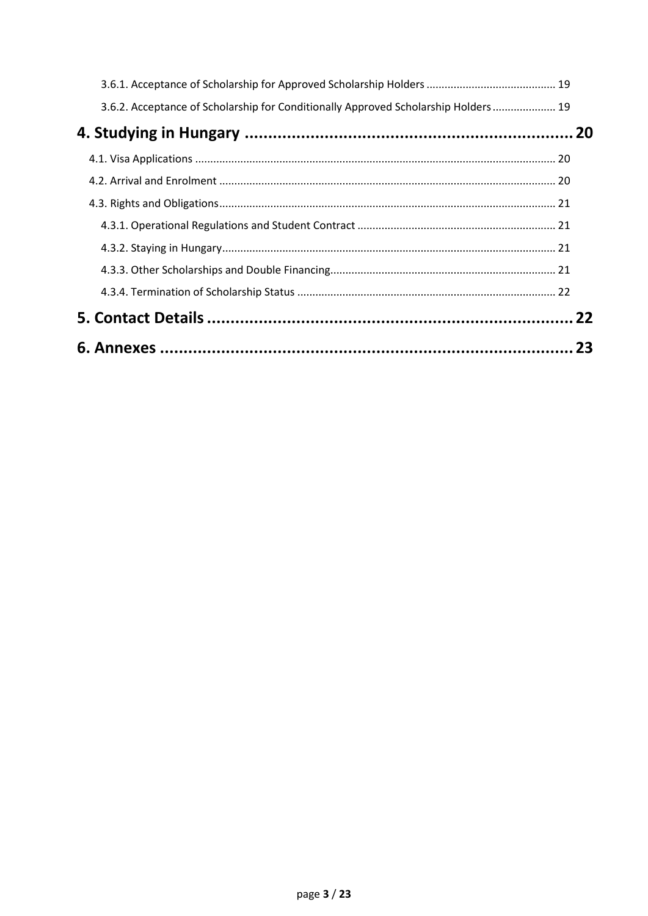3.6.1. Acceptance of Scholarship for Approved Scholarship Holders .......................................... 19

3.6.2. Acceptance of Scholarship for Conditionally Approved Scholarship Holders ..................... 19

**4. Studying in Hungary ........................................................................ 20**

4.1. Visa Applications ....................................................................................................... 20

4.2. Arrival and Enrolment ............................................................................................... 20

4.3. Rights and Obligations............................................................................................... 21

4.3.1. Operational Regulations and Student Contract ................................................................. 21

4.3.2. Staying in Hungary............................................................................................................. 21

4.3.3. Other Scholarships and Double Financing.......................................................................... 21

4.3.4. Termination of Scholarship Status ..................................................................................... 22

**5. Contact Details ............................................................................... 22**

**6. Annexes .......................................................................................... 23**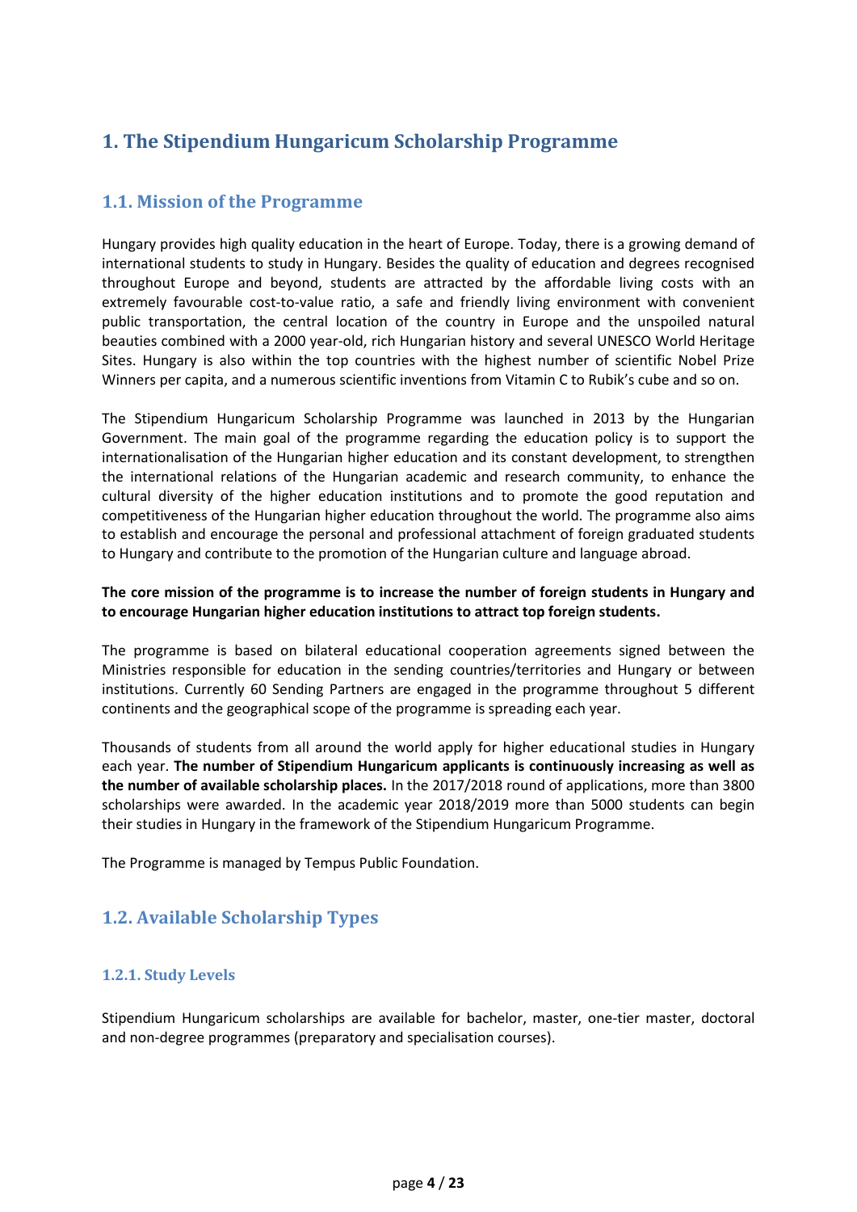# 1. The Stipendium Hungaricum Scholarship Programme

## 1.1. Mission of the Programme

Hungary provides high quality education in the heart of Europe. Today, there is a growing demand of international students to study in Hungary. Besides the quality of education and degrees recognised throughout Europe and beyond, students are attracted by the affordable living costs with an extremely favourable cost-to-value ratio, a safe and friendly living environment with convenient public transportation, the central location of the country in Europe and the unspoiled natural beauties combined with a 2000 year-old, rich Hungarian history and several UNESCO World Heritage Sites. Hungary is also within the top countries with the highest number of scientific Nobel Prize Winners per capita, and a numerous scientific inventions from Vitamin C to Rubik's cube and so on.

The Stipendium Hungaricum Scholarship Programme was launched in 2013 by the Hungarian Government. The main goal of the programme regarding the education policy is to support the internationalisation of the Hungarian higher education and its constant development, to strengthen the international relations of the Hungarian academic and research community, to enhance the cultural diversity of the higher education institutions and to promote the good reputation and competitiveness of the Hungarian higher education throughout the world. The programme also aims to establish and encourage the personal and professional attachment of foreign graduated students to Hungary and contribute to the promotion of the Hungarian culture and language abroad.

**The core mission of the programme is to increase the number of foreign students in Hungary and to encourage Hungarian higher education institutions to attract top foreign students.**

The programme is based on bilateral educational cooperation agreements signed between the Ministries responsible for education in the sending countries/territories and Hungary or between institutions. Currently 60 Sending Partners are engaged in the programme throughout 5 different continents and the geographical scope of the programme is spreading each year.

Thousands of students from all around the world apply for higher educational studies in Hungary each year. **The number of Stipendium Hungaricum applicants is continuously increasing as well as the number of available scholarship places.** In the 2017/2018 round of applications, more than 3800 scholarships were awarded. In the academic year 2018/2019 more than 5000 students can begin their studies in Hungary in the framework of the Stipendium Hungaricum Programme.

The Programme is managed by Tempus Public Foundation.

## 1.2. Available Scholarship Types

### 1.2.1. Study Levels

Stipendium Hungaricum scholarships are available for bachelor, master, one-tier master, doctoral and non-degree programmes (preparatory and specialisation courses).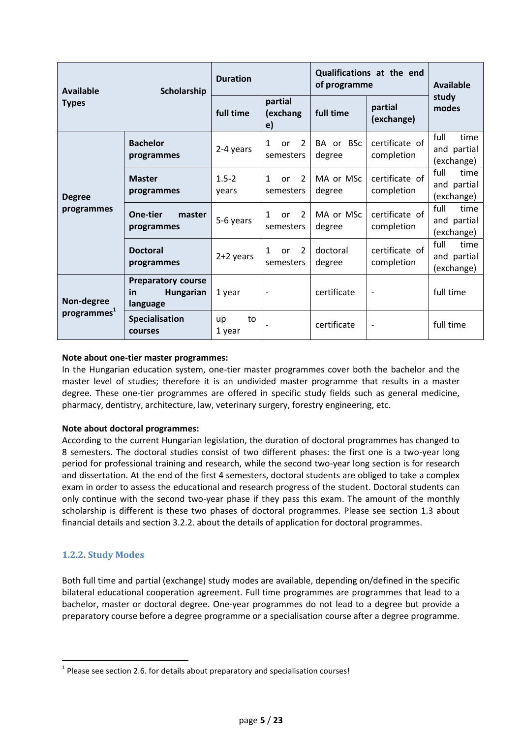| Available Scholarship Types | | Duration | | Qualifications at the end of programme | | Available study modes |
|---|---|---|---|---|---|---|
| | | full time | partial (exchange) | full time | partial (exchange) | |
| **Degree programmes** | **Bachelor programmes** | 2-4 years | 1 or 2 semesters | BA or BSc degree | certificate of completion | full time and partial (exchange) |
| | **Master programmes** | 1.5-2 years | 1 or 2 semesters | MA or MSc degree | certificate of completion | full time and partial (exchange) |
| | **One-tier master programmes** | 5-6 years | 1 or 2 semesters | MA or MSc degree | certificate of completion | full time and partial (exchange) |
| | **Doctoral programmes** | 2+2 years | 1 or 2 semesters | doctoral degree | certificate of completion | full time and partial (exchange) |
| **Non-degree programmes**[1] | **Preparatory course in Hungarian language** | 1 year | - | certificate | - | full time |
| | **Specialisation courses** | up to 1 year | - | certificate | - | full time |

**Note about one-tier master programmes:**
In the Hungarian education system, one-tier master programmes cover both the bachelor and the master level of studies; therefore it is an undivided master programme that results in a master degree. These one-tier programmes are offered in specific study fields such as general medicine, pharmacy, dentistry, architecture, law, veterinary surgery, forestry engineering, etc.

**Note about doctoral programmes:**
According to the current Hungarian legislation, the duration of doctoral programmes has changed to 8 semesters. The doctoral studies consist of two different phases: the first one is a two-year long period for professional training and research, while the second two-year long section is for research and dissertation. At the end of the first 4 semesters, doctoral students are obliged to take a complex exam in order to assess the educational and research progress of the student. Doctoral students can only continue with the second two-year phase if they pass this exam. The amount of the monthly scholarship is different is these two phases of doctoral programmes. Please see section 1.3 about financial details and section 3.2.2. about the details of application for doctoral programmes.

### 1.2.2. Study Modes

Both full time and partial (exchange) study modes are available, depending on/defined in the specific bilateral educational cooperation agreement. Full time programmes are programmes that lead to a bachelor, master or doctoral degree. One-year programmes do not lead to a degree but provide a preparatory course before a degree programme or a specialisation course after a degree programme.

[1] Please see section 2.6. for details about preparatory and specialisation courses!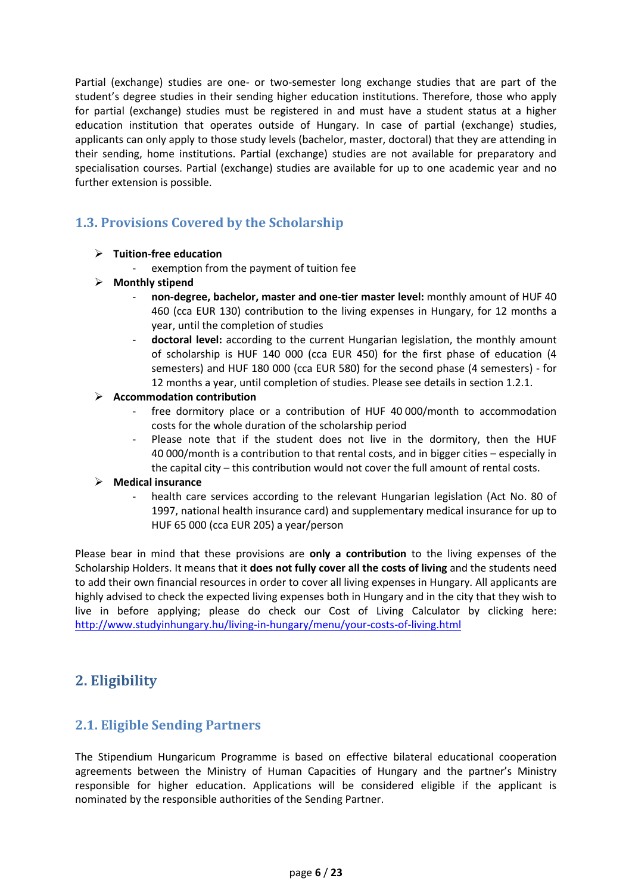Partial (exchange) studies are one- or two-semester long exchange studies that are part of the student's degree studies in their sending higher education institutions. Therefore, those who apply for partial (exchange) studies must be registered in and must have a student status at a higher education institution that operates outside of Hungary. In case of partial (exchange) studies, applicants can only apply to those study levels (bachelor, master, doctoral) that they are attending in their sending, home institutions. Partial (exchange) studies are not available for preparatory and specialisation courses. Partial (exchange) studies are available for up to one academic year and no further extension is possible.

### 1.3. Provisions Covered by the Scholarship

- **Tuition-free education**
  - exemption from the payment of tuition fee
- **Monthly stipend**
  - **non-degree, bachelor, master and one-tier master level:** monthly amount of HUF 40 460 (cca EUR 130) contribution to the living expenses in Hungary, for 12 months a year, until the completion of studies
  - **doctoral level:** according to the current Hungarian legislation, the monthly amount of scholarship is HUF 140 000 (cca EUR 450) for the first phase of education (4 semesters) and HUF 180 000 (cca EUR 580) for the second phase (4 semesters) - for 12 months a year, until completion of studies. Please see details in section 1.2.1.
- **Accommodation contribution**
  - free dormitory place or a contribution of HUF 40 000/month to accommodation costs for the whole duration of the scholarship period
  - Please note that if the student does not live in the dormitory, then the HUF 40 000/month is a contribution to that rental costs, and in bigger cities – especially in the capital city – this contribution would not cover the full amount of rental costs.
- **Medical insurance**
  - health care services according to the relevant Hungarian legislation (Act No. 80 of 1997, national health insurance card) and supplementary medical insurance for up to HUF 65 000 (cca EUR 205) a year/person

Please bear in mind that these provisions are **only a contribution** to the living expenses of the Scholarship Holders. It means that it **does not fully cover all the costs of living** and the students need to add their own financial resources in order to cover all living expenses in Hungary. All applicants are highly advised to check the expected living expenses both in Hungary and in the city that they wish to live in before applying; please do check our Cost of Living Calculator by clicking here: http://www.studyinhungary.hu/living-in-hungary/menu/your-costs-of-living.html

## 2. Eligibility

### 2.1. Eligible Sending Partners

The Stipendium Hungaricum Programme is based on effective bilateral educational cooperation agreements between the Ministry of Human Capacities of Hungary and the partner's Ministry responsible for higher education. Applications will be considered eligible if the applicant is nominated by the responsible authorities of the Sending Partner.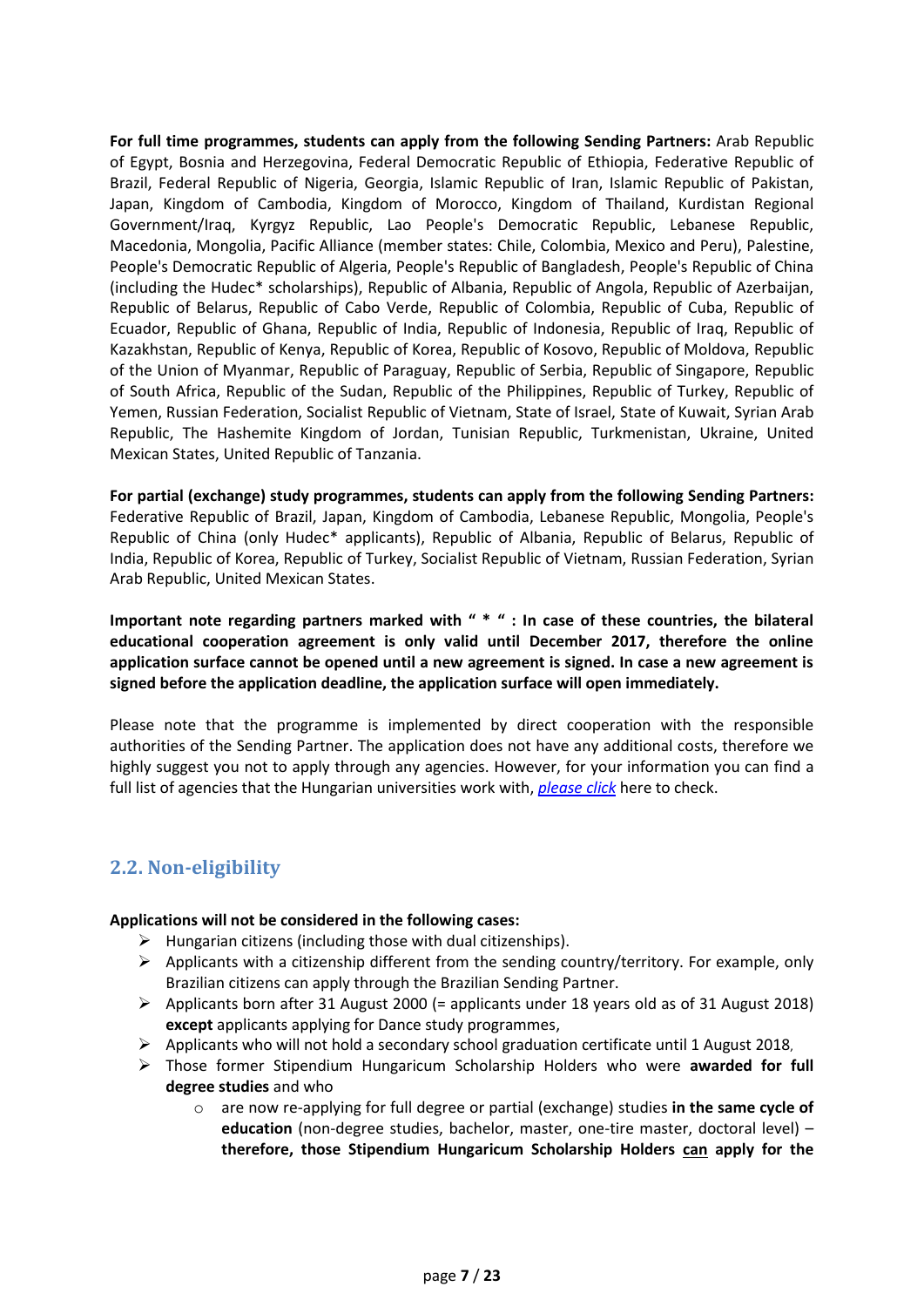**For full time programmes, students can apply from the following Sending Partners:** Arab Republic of Egypt, Bosnia and Herzegovina, Federal Democratic Republic of Ethiopia, Federative Republic of Brazil, Federal Republic of Nigeria, Georgia, Islamic Republic of Iran, Islamic Republic of Pakistan, Japan, Kingdom of Cambodia, Kingdom of Morocco, Kingdom of Thailand, Kurdistan Regional Government/Iraq, Kyrgyz Republic, Lao People's Democratic Republic, Lebanese Republic, Macedonia, Mongolia, Pacific Alliance (member states: Chile, Colombia, Mexico and Peru), Palestine, People's Democratic Republic of Algeria, People's Republic of Bangladesh, People's Republic of China (including the Hudec* scholarships), Republic of Albania, Republic of Angola, Republic of Azerbaijan, Republic of Belarus, Republic of Cabo Verde, Republic of Colombia, Republic of Cuba, Republic of Ecuador, Republic of Ghana, Republic of India, Republic of Indonesia, Republic of Iraq, Republic of Kazakhstan, Republic of Kenya, Republic of Korea, Republic of Kosovo, Republic of Moldova, Republic of the Union of Myanmar, Republic of Paraguay, Republic of Serbia, Republic of Singapore, Republic of South Africa, Republic of the Sudan, Republic of the Philippines, Republic of Turkey, Republic of Yemen, Russian Federation, Socialist Republic of Vietnam, State of Israel, State of Kuwait, Syrian Arab Republic, The Hashemite Kingdom of Jordan, Tunisian Republic, Turkmenistan, Ukraine, United Mexican States, United Republic of Tanzania.

**For partial (exchange) study programmes, students can apply from the following Sending Partners:** Federative Republic of Brazil, Japan, Kingdom of Cambodia, Lebanese Republic, Mongolia, People's Republic of China (only Hudec* applicants), Republic of Albania, Republic of Belarus, Republic of India, Republic of Korea, Republic of Turkey, Socialist Republic of Vietnam, Russian Federation, Syrian Arab Republic, United Mexican States.

**Important note regarding partners marked with " * " : In case of these countries, the bilateral educational cooperation agreement is only valid until December 2017, therefore the online application surface cannot be opened until a new agreement is signed. In case a new agreement is signed before the application deadline, the application surface will open immediately.**

Please note that the programme is implemented by direct cooperation with the responsible authorities of the Sending Partner. The application does not have any additional costs, therefore we highly suggest you not to apply through any agencies. However, for your information you can find a full list of agencies that the Hungarian universities work with, *please click* here to check.

## 2.2. Non-eligibility

**Applications will not be considered in the following cases:**

- Hungarian citizens (including those with dual citizenships).
- Applicants with a citizenship different from the sending country/territory. For example, only Brazilian citizens can apply through the Brazilian Sending Partner.
- Applicants born after 31 August 2000 (= applicants under 18 years old as of 31 August 2018) **except** applicants applying for Dance study programmes,
- Applicants who will not hold a secondary school graduation certificate until 1 August 2018,
- Those former Stipendium Hungaricum Scholarship Holders who were **awarded for full degree studies** and who
  - are now re-applying for full degree or partial (exchange) studies **in the same cycle of education** (non-degree studies, bachelor, master, one-tire master, doctoral level) – **therefore, those Stipendium Hungaricum Scholarship Holders can apply for the**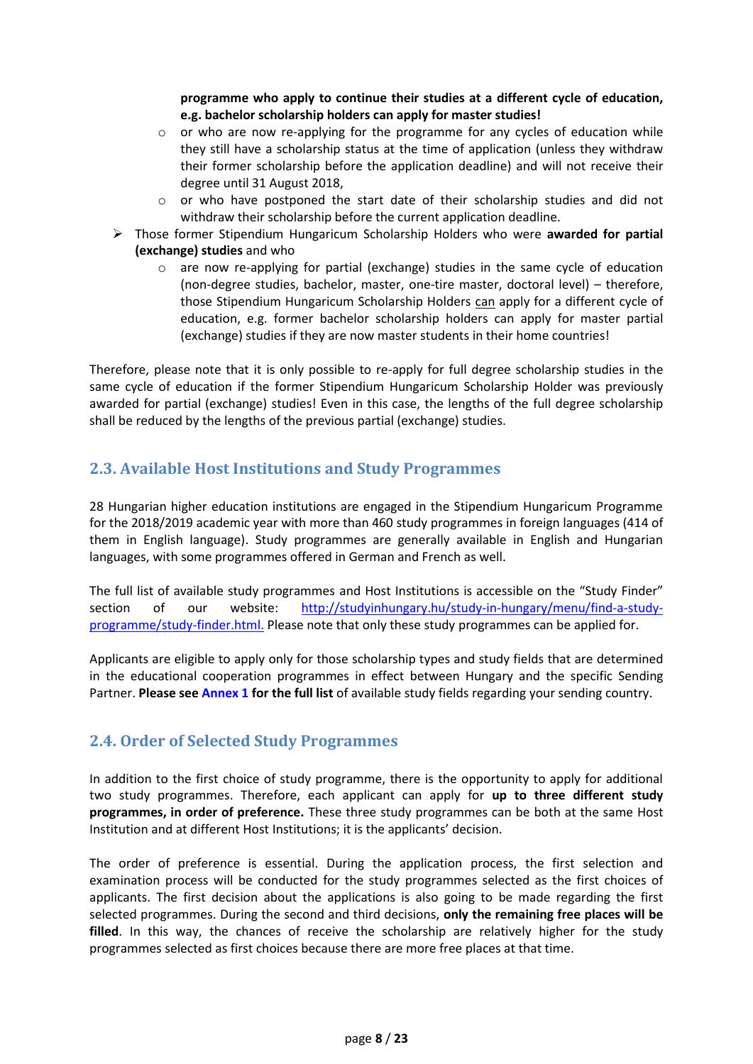**programme who apply to continue their studies at a different cycle of education, e.g. bachelor scholarship holders can apply for master studies!**

  - or who are now re-applying for the programme for any cycles of education while they still have a scholarship status at the time of application (unless they withdraw their former scholarship before the application deadline) and will not receive their degree until 31 August 2018,
  - or who have postponed the start date of their scholarship studies and did not withdraw their scholarship before the current application deadline.

- Those former Stipendium Hungaricum Scholarship Holders who were **awarded for partial (exchange) studies** and who
  - are now re-applying for partial (exchange) studies in the same cycle of education (non-degree studies, bachelor, master, one-tire master, doctoral level) – therefore, those Stipendium Hungaricum Scholarship Holders can apply for a different cycle of education, e.g. former bachelor scholarship holders can apply for master partial (exchange) studies if they are now master students in their home countries!

Therefore, please note that it is only possible to re-apply for full degree scholarship studies in the same cycle of education if the former Stipendium Hungaricum Scholarship Holder was previously awarded for partial (exchange) studies! Even in this case, the lengths of the full degree scholarship shall be reduced by the lengths of the previous partial (exchange) studies.

## 2.3. Available Host Institutions and Study Programmes

28 Hungarian higher education institutions are engaged in the Stipendium Hungaricum Programme for the 2018/2019 academic year with more than 460 study programmes in foreign languages (414 of them in English language). Study programmes are generally available in English and Hungarian languages, with some programmes offered in German and French as well.

The full list of available study programmes and Host Institutions is accessible on the "Study Finder" section of our website: http://studyinhungary.hu/study-in-hungary/menu/find-a-study-programme/study-finder.html. Please note that only these study programmes can be applied for.

Applicants are eligible to apply only for those scholarship types and study fields that are determined in the educational cooperation programmes in effect between Hungary and the specific Sending Partner. **Please see Annex 1 for the full list** of available study fields regarding your sending country.

## 2.4. Order of Selected Study Programmes

In addition to the first choice of study programme, there is the opportunity to apply for additional two study programmes. Therefore, each applicant can apply for **up to three different study programmes, in order of preference.** These three study programmes can be both at the same Host Institution and at different Host Institutions; it is the applicants' decision.

The order of preference is essential. During the application process, the first selection and examination process will be conducted for the study programmes selected as the first choices of applicants. The first decision about the applications is also going to be made regarding the first selected programmes. During the second and third decisions, **only the remaining free places will be filled**. In this way, the chances of receive the scholarship are relatively higher for the study programmes selected as first choices because there are more free places at that time.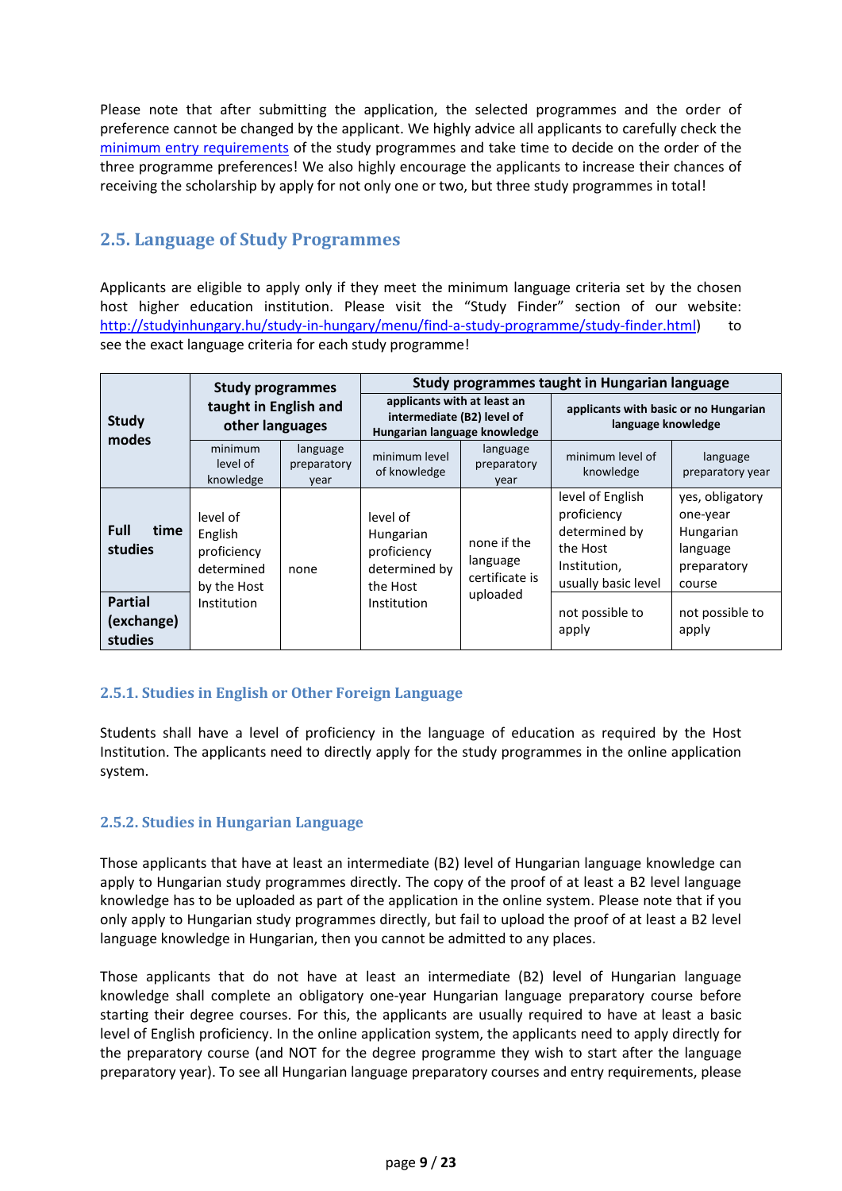Please note that after submitting the application, the selected programmes and the order of preference cannot be changed by the applicant. We highly advice all applicants to carefully check the minimum entry requirements of the study programmes and take time to decide on the order of the three programme preferences! We also highly encourage the applicants to increase their chances of receiving the scholarship by apply for not only one or two, but three study programmes in total!

## 2.5. Language of Study Programmes

Applicants are eligible to apply only if they meet the minimum language criteria set by the chosen host higher education institution. Please visit the "Study Finder" section of our website: http://studyinhungary.hu/study-in-hungary/menu/find-a-study-programme/study-finder.html) to see the exact language criteria for each study programme!

| Study modes | Study programmes taught in English and other languages | | Study programmes taught in Hungarian language | | | |
|---|---|---|---|---|---|---|
| | | | applicants with at least an intermediate (B2) level of Hungarian language knowledge | | applicants with basic or no Hungarian language knowledge | |
| | minimum level of knowledge | language preparatory year | minimum level of knowledge | language preparatory year | minimum level of knowledge | language preparatory year |
| **Full time studies** | level of English proficiency determined by the Host Institution | none | level of Hungarian proficiency determined by the Host Institution | none if the language certificate is uploaded | level of English proficiency determined by the Host Institution, usually basic level | yes, obligatory one-year Hungarian language preparatory course |
| **Partial (exchange) studies** | | | | | not possible to apply | not possible to apply |

### 2.5.1. Studies in English or Other Foreign Language

Students shall have a level of proficiency in the language of education as required by the Host Institution. The applicants need to directly apply for the study programmes in the online application system.

### 2.5.2. Studies in Hungarian Language

Those applicants that have at least an intermediate (B2) level of Hungarian language knowledge can apply to Hungarian study programmes directly. The copy of the proof of at least a B2 level language knowledge has to be uploaded as part of the application in the online system. Please note that if you only apply to Hungarian study programmes directly, but fail to upload the proof of at least a B2 level language knowledge in Hungarian, then you cannot be admitted to any places.

Those applicants that do not have at least an intermediate (B2) level of Hungarian language knowledge shall complete an obligatory one-year Hungarian language preparatory course before starting their degree courses. For this, the applicants are usually required to have at least a basic level of English proficiency. In the online application system, the applicants need to apply directly for the preparatory course (and NOT for the degree programme they wish to start after the language preparatory year). To see all Hungarian language preparatory courses and entry requirements, please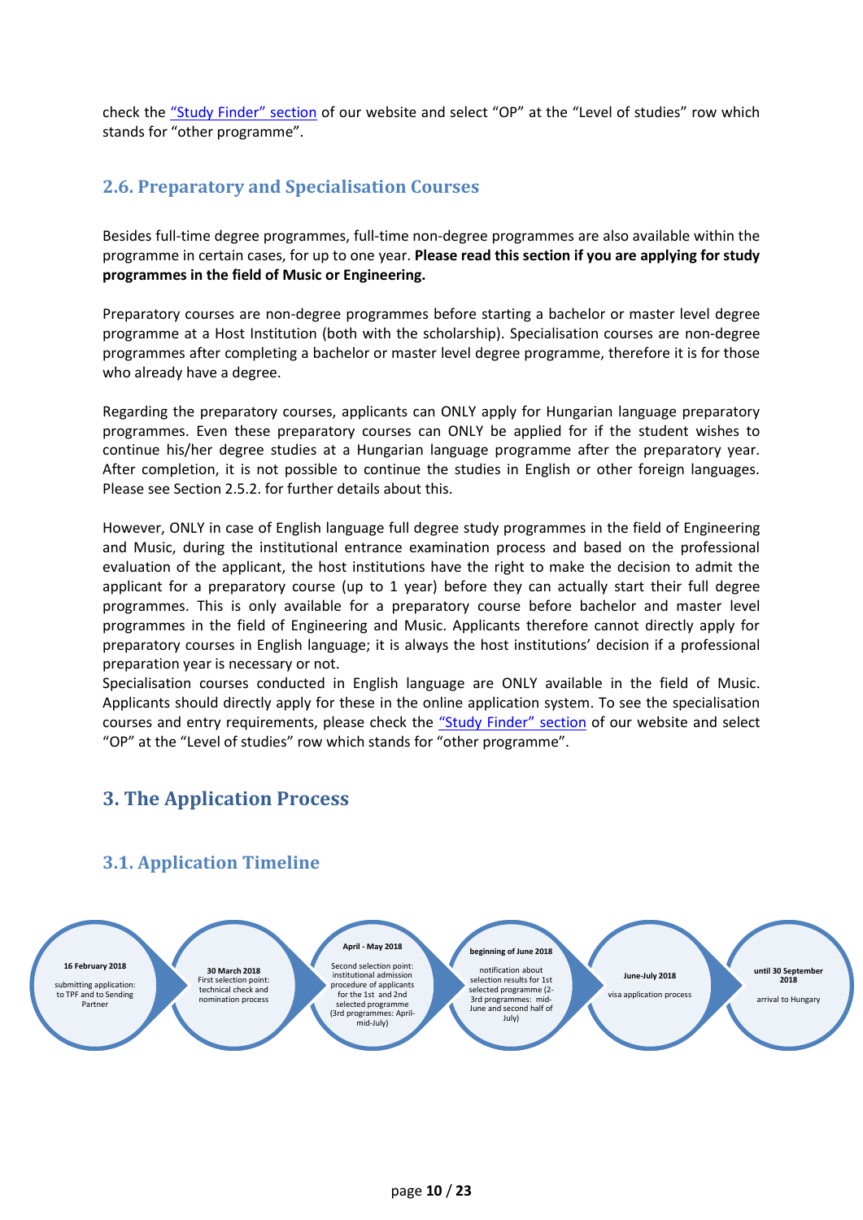check the "Study Finder" section of our website and select "OP" at the "Level of studies" row which stands for "other programme".

### 2.6. Preparatory and Specialisation Courses

Besides full-time degree programmes, full-time non-degree programmes are also available within the programme in certain cases, for up to one year. **Please read this section if you are applying for study programmes in the field of Music or Engineering.**

Preparatory courses are non-degree programmes before starting a bachelor or master level degree programme at a Host Institution (both with the scholarship). Specialisation courses are non-degree programmes after completing a bachelor or master level degree programme, therefore it is for those who already have a degree.

Regarding the preparatory courses, applicants can ONLY apply for Hungarian language preparatory programmes. Even these preparatory courses can ONLY be applied for if the student wishes to continue his/her degree studies at a Hungarian language programme after the preparatory year. After completion, it is not possible to continue the studies in English or other foreign languages. Please see Section 2.5.2. for further details about this.

However, ONLY in case of English language full degree study programmes in the field of Engineering and Music, during the institutional entrance examination process and based on the professional evaluation of the applicant, the host institutions have the right to make the decision to admit the applicant for a preparatory course (up to 1 year) before they can actually start their full degree programmes. This is only available for a preparatory course before bachelor and master level programmes in the field of Engineering and Music. Applicants therefore cannot directly apply for preparatory courses in English language; it is always the host institutions' decision if a professional preparation year is necessary or not.
Specialisation courses conducted in English language are ONLY available in the field of Music. Applicants should directly apply for these in the online application system. To see the specialisation courses and entry requirements, please check the "Study Finder" section of our website and select "OP" at the "Level of studies" row which stands for "other programme".

## 3. The Application Process

### 3.1. Application Timeline

- **16 February 2018** – submitting application: to TPF and to Sending Partner
- **30 March 2018** – First selection point: technical check and nomination process
- **April - May 2018** – Second selection point: institutional admission procedure of applicants for the 1st and 2nd selected programme (3rd programmes: April-mid-July)
- **beginning of June 2018** – notification about selection results for 1st selected programme (2-3rd programmes: mid-June and second half of July)
- **June-July 2018** – visa application process
- **until 30 September 2018** – arrival to Hungary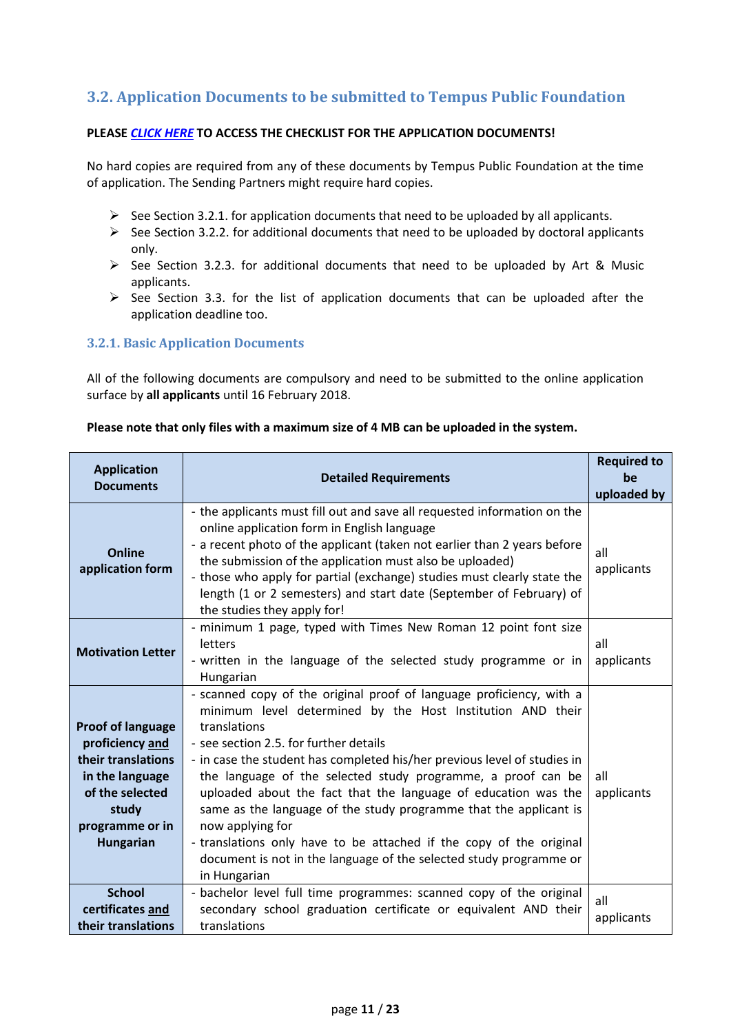## 3.2. Application Documents to be submitted to Tempus Public Foundation

**PLEASE *CLICK HERE* TO ACCESS THE CHECKLIST FOR THE APPLICATION DOCUMENTS!**

No hard copies are required from any of these documents by Tempus Public Foundation at the time of application. The Sending Partners might require hard copies.

- See Section 3.2.1. for application documents that need to be uploaded by all applicants.
- See Section 3.2.2. for additional documents that need to be uploaded by doctoral applicants only.
- See Section 3.2.3. for additional documents that need to be uploaded by Art & Music applicants.
- See Section 3.3. for the list of application documents that can be uploaded after the application deadline too.

### 3.2.1. Basic Application Documents

All of the following documents are compulsory and need to be submitted to the online application surface by **all applicants** until 16 February 2018.

**Please note that only files with a maximum size of 4 MB can be uploaded in the system.**

| Application Documents | Detailed Requirements | Required to be uploaded by |
|---|---|---|
| **Online application form** | - the applicants must fill out and save all requested information on the online application form in English language<br>- a recent photo of the applicant (taken not earlier than 2 years before the submission of the application must also be uploaded)<br>- those who apply for partial (exchange) studies must clearly state the length (1 or 2 semesters) and start date (September of February) of the studies they apply for! | all applicants |
| **Motivation Letter** | - minimum 1 page, typed with Times New Roman 12 point font size letters<br>- written in the language of the selected study programme or in Hungarian | all applicants |
| **Proof of language proficiency and their translations in the language of the selected study programme or in Hungarian** | - scanned copy of the original proof of language proficiency, with a minimum level determined by the Host Institution AND their translations<br>- see section 2.5. for further details<br>- in case the student has completed his/her previous level of studies in the language of the selected study programme, a proof can be uploaded about the fact that the language of education was the same as the language of the study programme that the applicant is now applying for<br>- translations only have to be attached if the copy of the original document is not in the language of the selected study programme or in Hungarian | all applicants |
| **School certificates and their translations** | - bachelor level full time programmes: scanned copy of the original secondary school graduation certificate or equivalent AND their translations | all applicants |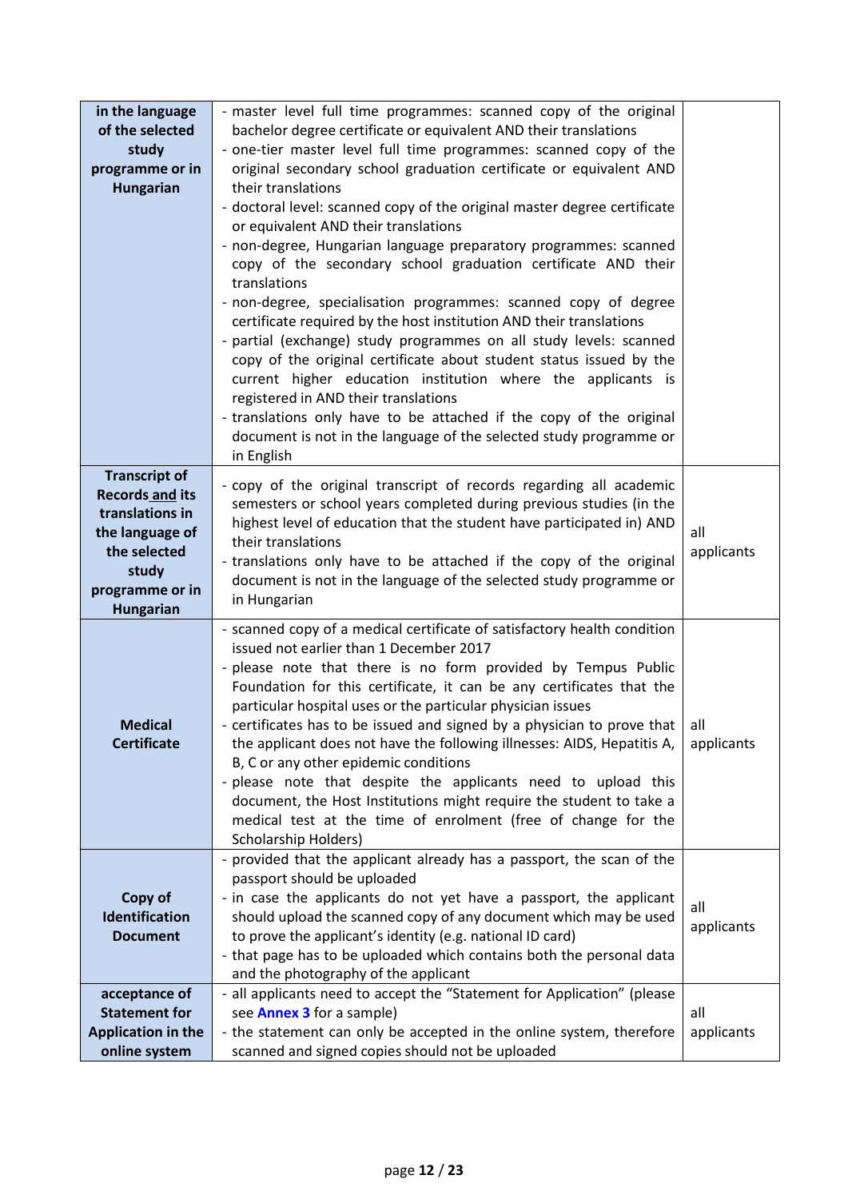| | | |
|---|---|---|
| **in the language of the selected study programme or in Hungarian** | - master level full time programmes: scanned copy of the original bachelor degree certificate or equivalent AND their translations<br>- one-tier master level full time programmes: scanned copy of the original secondary school graduation certificate or equivalent AND their translations<br>- doctoral level: scanned copy of the original master degree certificate or equivalent AND their translations<br>- non-degree, Hungarian language preparatory programmes: scanned copy of the secondary school graduation certificate AND their translations<br>- non-degree, specialisation programmes: scanned copy of degree certificate required by the host institution AND their translations<br>- partial (exchange) study programmes on all study levels: scanned copy of the original certificate about student status issued by the current higher education institution where the applicants is registered in AND their translations<br>- translations only have to be attached if the copy of the original document is not in the language of the selected study programme or in English | |
| **Transcript of Records and its translations in the language of the selected study programme or in Hungarian** | - copy of the original transcript of records regarding all academic semesters or school years completed during previous studies (in the highest level of education that the student have participated in) AND their translations<br>- translations only have to be attached if the copy of the original document is not in the language of the selected study programme or in Hungarian | all applicants |
| **Medical Certificate** | - scanned copy of a medical certificate of satisfactory health condition issued not earlier than 1 December 2017<br>- please note that there is no form provided by Tempus Public Foundation for this certificate, it can be any certificates that the particular hospital uses or the particular physician issues<br>- certificates has to be issued and signed by a physician to prove that the applicant does not have the following illnesses: AIDS, Hepatitis A, B, C or any other epidemic conditions<br>- please note that despite the applicants need to upload this document, the Host Institutions might require the student to take a medical test at the time of enrolment (free of change for the Scholarship Holders) | all applicants |
| **Copy of Identification Document** | - provided that the applicant already has a passport, the scan of the passport should be uploaded<br>- in case the applicants do not yet have a passport, the applicant should upload the scanned copy of any document which may be used to prove the applicant's identity (e.g. national ID card)<br>- that page has to be uploaded which contains both the personal data and the photography of the applicant | all applicants |
| **acceptance of Statement for Application in the online system** | - all applicants need to accept the "Statement for Application" (please see **Annex 3** for a sample)<br>- the statement can only be accepted in the online system, therefore scanned and signed copies should not be uploaded | all applicants |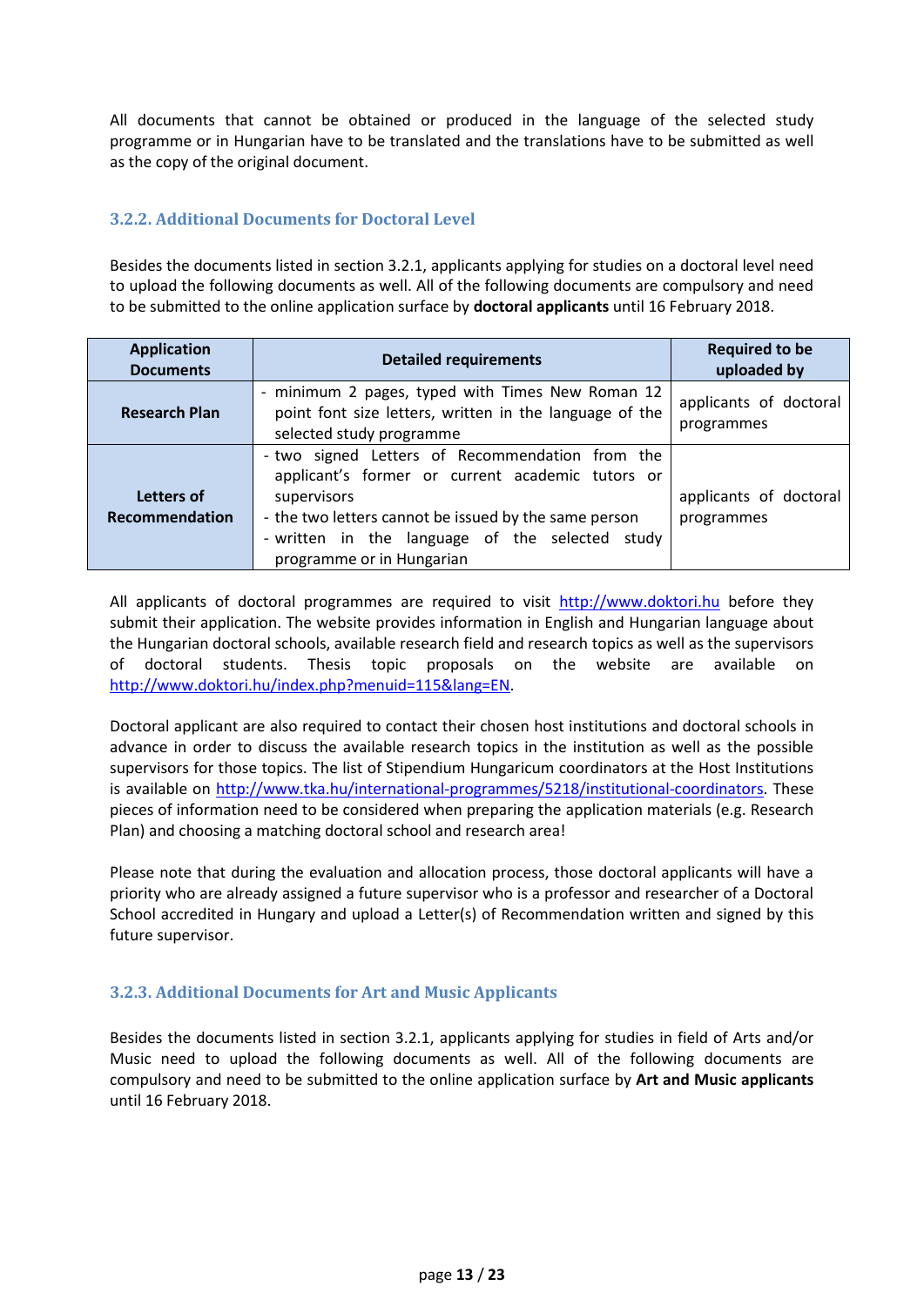All documents that cannot be obtained or produced in the language of the selected study programme or in Hungarian have to be translated and the translations have to be submitted as well as the copy of the original document.

### 3.2.2. Additional Documents for Doctoral Level

Besides the documents listed in section 3.2.1, applicants applying for studies on a doctoral level need to upload the following documents as well. All of the following documents are compulsory and need to be submitted to the online application surface by **doctoral applicants** until 16 February 2018.

| Application Documents | Detailed requirements | Required to be uploaded by |
|---|---|---|
| **Research Plan** | - minimum 2 pages, typed with Times New Roman 12 point font size letters, written in the language of the selected study programme | applicants of doctoral programmes |
| **Letters of Recommendation** | - two signed Letters of Recommendation from the applicant's former or current academic tutors or supervisors<br>- the two letters cannot be issued by the same person<br>- written in the language of the selected study programme or in Hungarian | applicants of doctoral programmes |

All applicants of doctoral programmes are required to visit http://www.doktori.hu before they submit their application. The website provides information in English and Hungarian language about the Hungarian doctoral schools, available research field and research topics as well as the supervisors of doctoral students. Thesis topic proposals on the website are available on http://www.doktori.hu/index.php?menuid=115&lang=EN.

Doctoral applicant are also required to contact their chosen host institutions and doctoral schools in advance in order to discuss the available research topics in the institution as well as the possible supervisors for those topics. The list of Stipendium Hungaricum coordinators at the Host Institutions is available on http://www.tka.hu/international-programmes/5218/institutional-coordinators. These pieces of information need to be considered when preparing the application materials (e.g. Research Plan) and choosing a matching doctoral school and research area!

Please note that during the evaluation and allocation process, those doctoral applicants will have a priority who are already assigned a future supervisor who is a professor and researcher of a Doctoral School accredited in Hungary and upload a Letter(s) of Recommendation written and signed by this future supervisor.

### 3.2.3. Additional Documents for Art and Music Applicants

Besides the documents listed in section 3.2.1, applicants applying for studies in field of Arts and/or Music need to upload the following documents as well. All of the following documents are compulsory and need to be submitted to the online application surface by **Art and Music applicants** until 16 February 2018.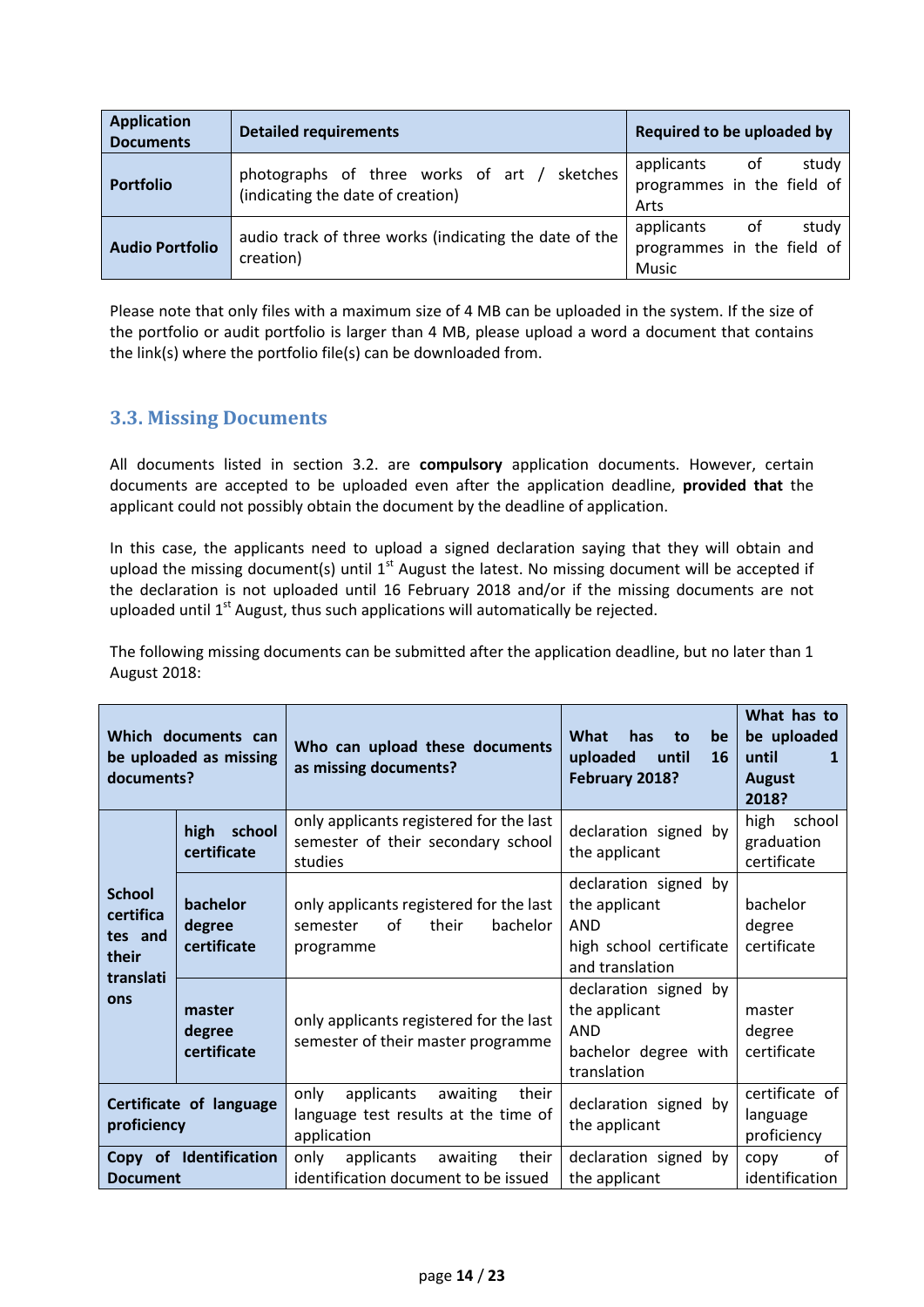| Application Documents | Detailed requirements | Required to be uploaded by |
| --- | --- | --- |
| **Portfolio** | photographs of three works of art / sketches (indicating the date of creation) | applicants of study programmes in the field of Arts |
| **Audio Portfolio** | audio track of three works (indicating the date of the creation) | applicants of study programmes in the field of Music |

Please note that only files with a maximum size of 4 MB can be uploaded in the system. If the size of the portfolio or audit portfolio is larger than 4 MB, please upload a word a document that contains the link(s) where the portfolio file(s) can be downloaded from.

### 3.3. Missing Documents

All documents listed in section 3.2. are **compulsory** application documents. However, certain documents are accepted to be uploaded even after the application deadline, **provided that** the applicant could not possibly obtain the document by the deadline of application.

In this case, the applicants need to upload a signed declaration saying that they will obtain and upload the missing document(s) until 1st August the latest. No missing document will be accepted if the declaration is not uploaded until 16 February 2018 and/or if the missing documents are not uploaded until 1st August, thus such applications will automatically be rejected.

The following missing documents can be submitted after the application deadline, but no later than 1 August 2018:

| Which documents can be uploaded as missing documents? | | Who can upload these documents as missing documents? | What has to be uploaded until 16 February 2018? | What has to be uploaded until 1 August 2018? |
| --- | --- | --- | --- | --- |
| **School certificates and their translations** | **high school certificate** | only applicants registered for the last semester of their secondary school studies | declaration signed by the applicant | high school graduation certificate |
| | **bachelor degree certificate** | only applicants registered for the last semester of their bachelor programme | declaration signed by the applicant AND high school certificate and translation | bachelor degree certificate |
| | **master degree certificate** | only applicants registered for the last semester of their master programme | declaration signed by the applicant AND bachelor degree with translation | master degree certificate |
| **Certificate of language proficiency** | | only applicants awaiting their language test results at the time of application | declaration signed by the applicant | certificate of language proficiency |
| **Copy of Identification Document** | | only applicants awaiting their identification document to be issued | declaration signed by the applicant | copy of identification |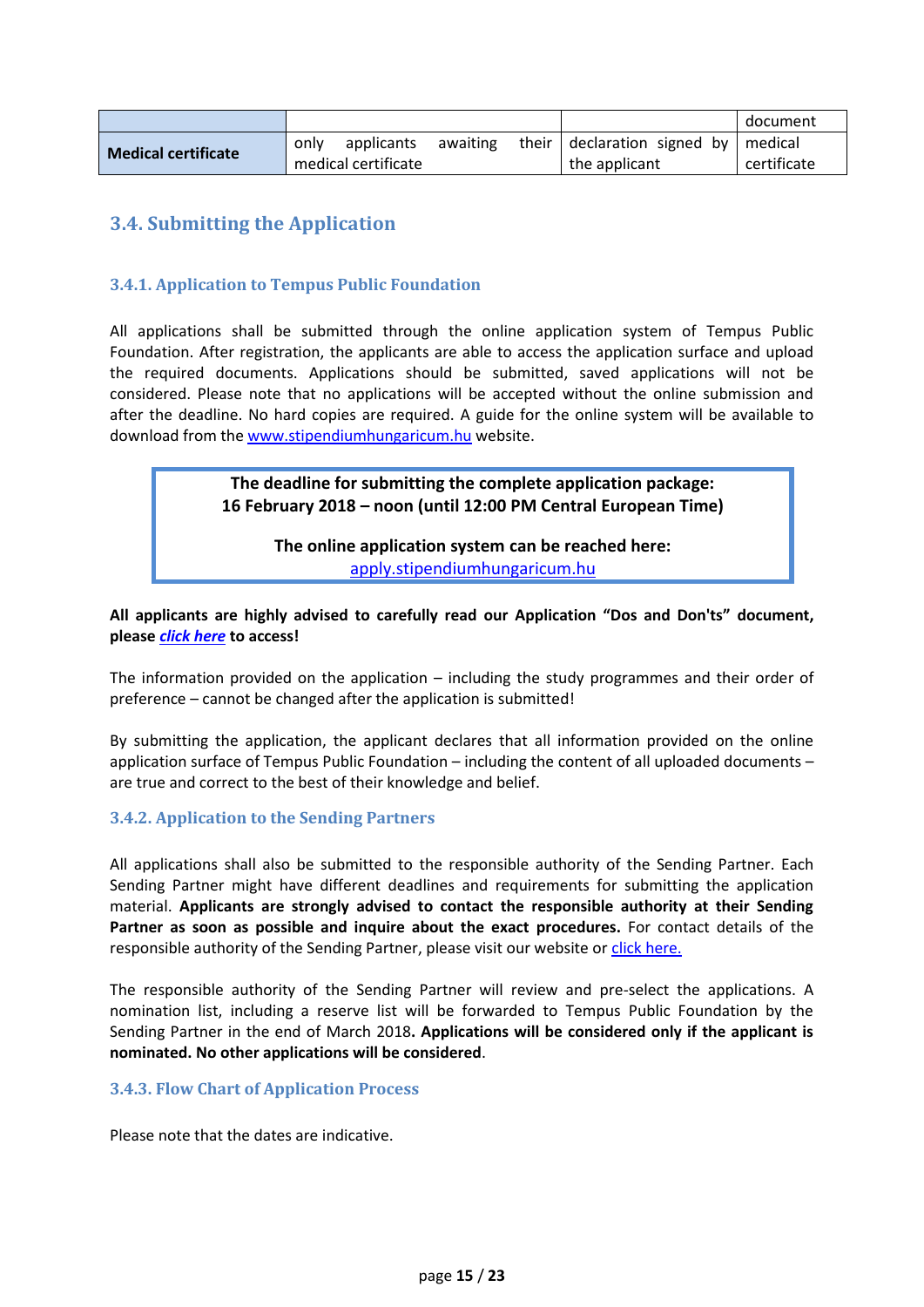| | | | |
|---|---|---|---|
| **Medical certificate** | only applicants awaiting their medical certificate | declaration signed by the applicant | document medical certificate |

## 3.4. Submitting the Application

### 3.4.1. Application to Tempus Public Foundation

All applications shall be submitted through the online application system of Tempus Public Foundation. After registration, the applicants are able to access the application surface and upload the required documents. Applications should be submitted, saved applications will not be considered. Please note that no applications will be accepted without the online submission and after the deadline. No hard copies are required. A guide for the online system will be available to download from the www.stipendiumhungaricum.hu website.

> **The deadline for submitting the complete application package:**
> **16 February 2018 – noon (until 12:00 PM Central European Time)**
>
> **The online application system can be reached here:**
> apply.stipendiumhungaricum.hu

**All applicants are highly advised to carefully read our Application "Dos and Don'ts" document, please *click here* to access!**

The information provided on the application – including the study programmes and their order of preference – cannot be changed after the application is submitted!

By submitting the application, the applicant declares that all information provided on the online application surface of Tempus Public Foundation – including the content of all uploaded documents – are true and correct to the best of their knowledge and belief.

### 3.4.2. Application to the Sending Partners

All applications shall also be submitted to the responsible authority of the Sending Partner. Each Sending Partner might have different deadlines and requirements for submitting the application material. **Applicants are strongly advised to contact the responsible authority at their Sending Partner as soon as possible and inquire about the exact procedures.** For contact details of the responsible authority of the Sending Partner, please visit our website or click here.

The responsible authority of the Sending Partner will review and pre-select the applications. A nomination list, including a reserve list will be forwarded to Tempus Public Foundation by the Sending Partner in the end of March 2018**. Applications will be considered only if the applicant is nominated. No other applications will be considered**.

### 3.4.3. Flow Chart of Application Process

Please note that the dates are indicative.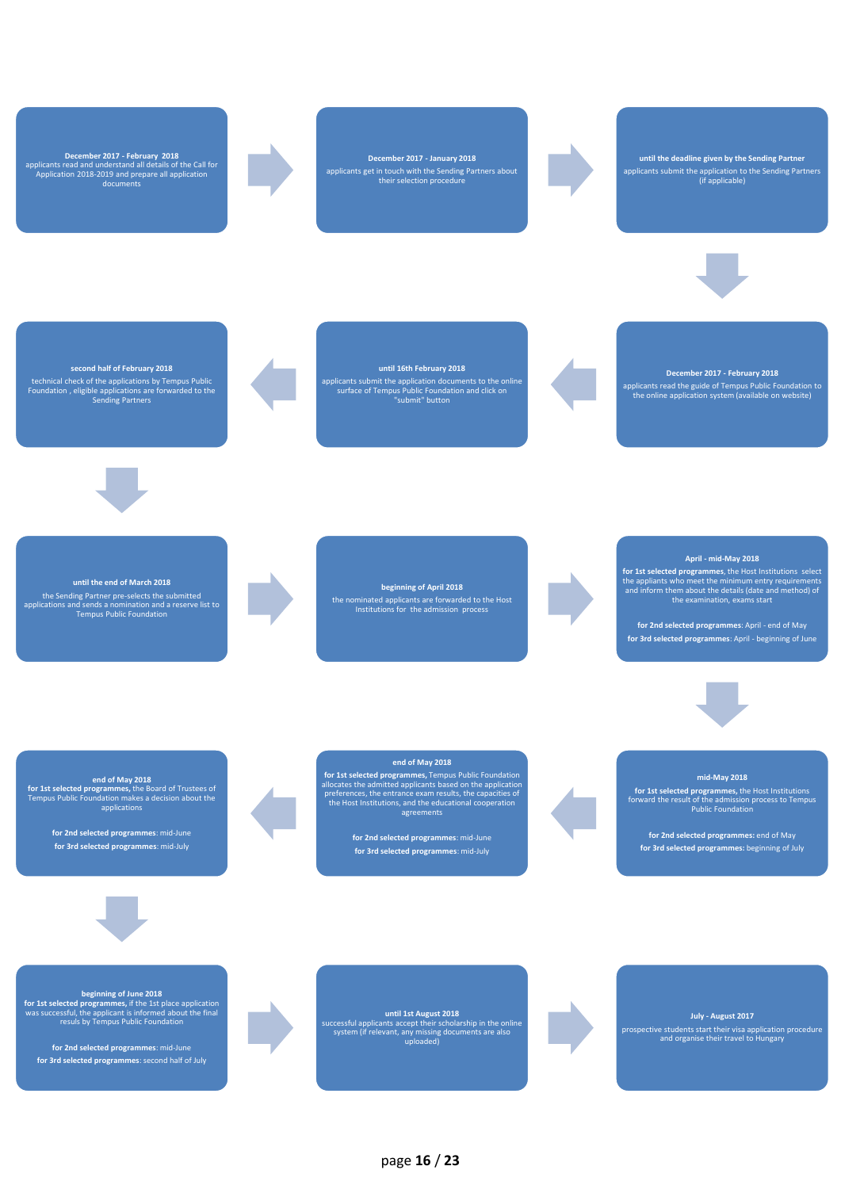**December 2017 - February 2018**
applicants read and understand all details of the Call for Application 2018-2019 and prepare all application documents

**December 2017 - January 2018**
applicants get in touch with the Sending Partners about their selection procedure

**until the deadline given by the Sending Partner**
applicants submit the application to the Sending Partners (if applicable)

**December 2017 - February 2018**
applicants read the guide of Tempus Public Foundation to the online application system (available on website)

**until 16th February 2018**
applicants submit the application documents to the online surface of Tempus Public Foundation and click on "submit" button

**second half of February 2018**
technical check of the applications by Tempus Public Foundation , eligible applications are forwarded to the Sending Partners

**until the end of March 2018**
the Sending Partner pre-selects the submitted applications and sends a nomination and a reserve list to Tempus Public Foundation

**beginning of April 2018**
the nominated applicants are forwarded to the Host Institutions for the admission process

**April - mid-May 2018**
**for 1st selected programmes,** the Host Institutions select the appliants who meet the minimum entry requirements and inform them about the details (date and method) of the examination, exams start

**for 2nd selected programmes**: April - end of May
**for 3rd selected programmes**: April - beginning of June

**mid-May 2018**
**for 1st selected programmes,** the Host Institutions forward the result of the admission process to Tempus Public Foundation

**for 2nd selected programmes:** end of May
**for 3rd selected programmes:** beginning of July

**end of May 2018**
**for 1st selected programmes,** Tempus Public Foundation allocates the admitted applicants based on the application preferences, the entrance exam results, the capacities of the Host Institutions, and the educational cooperation agreements

**for 2nd selected programmes**: mid-June
**for 3rd selected programmes**: mid-July

**end of May 2018**
**for 1st selected programmes,** the Board of Trustees of Tempus Public Foundation makes a decision about the applications

**for 2nd selected programmes**: mid-June
**for 3rd selected programmes**: mid-July

**beginning of June 2018**
**for 1st selected programmes,** if the 1st place application was successful, the applicant is informed about the final resuls by Tempus Public Foundation

**for 2nd selected programmes**: mid-June
**for 3rd selected programmes**: second half of July

**until 1st August 2018**
successful applicants accept their scholarship in the online system (if relevant, any missing documents are also uploaded)

**July - August 2017**
prospective students start their visa application procedure and organise their travel to Hungary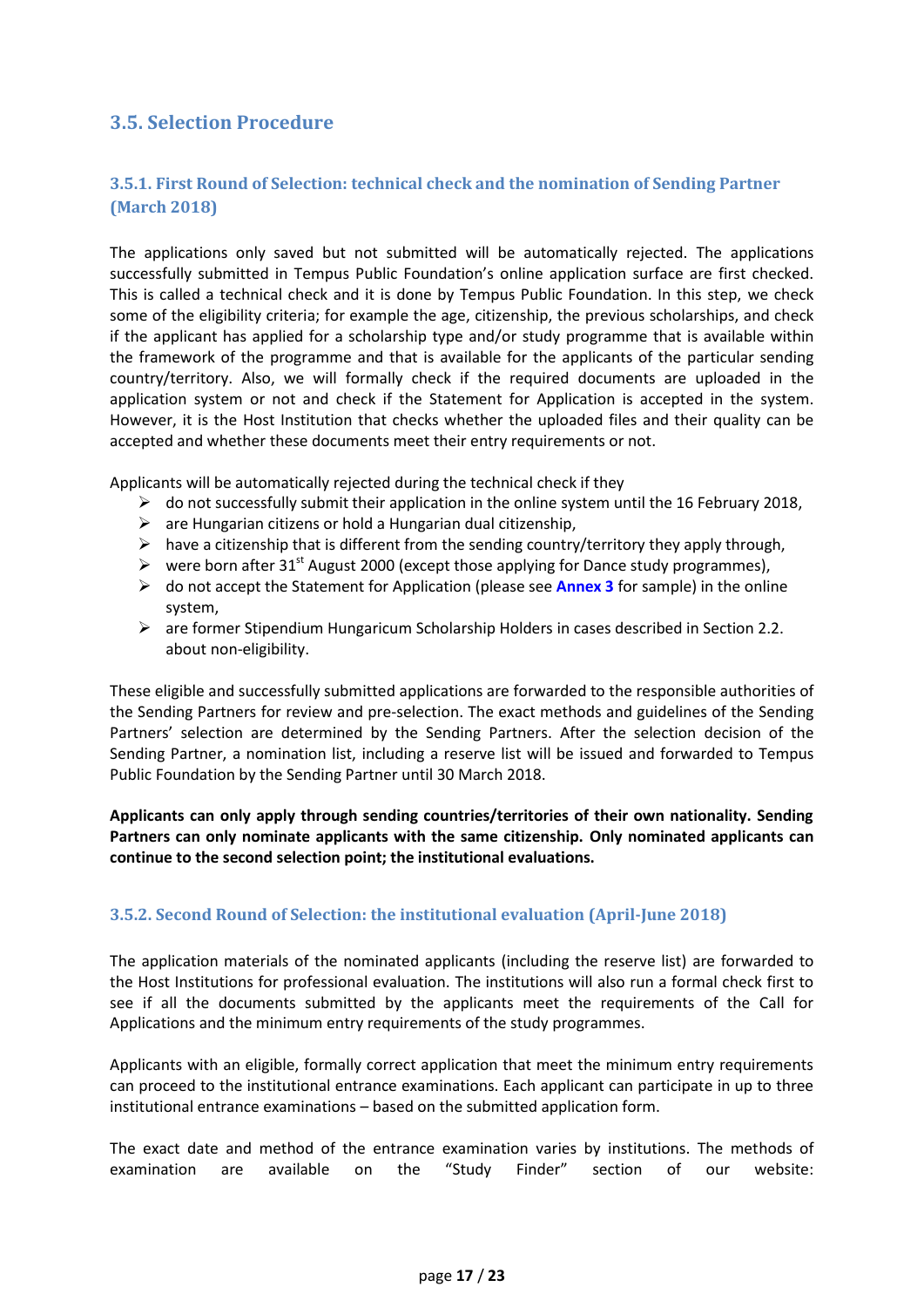## 3.5. Selection Procedure

### 3.5.1. First Round of Selection: technical check and the nomination of Sending Partner (March 2018)

The applications only saved but not submitted will be automatically rejected. The applications successfully submitted in Tempus Public Foundation's online application surface are first checked. This is called a technical check and it is done by Tempus Public Foundation. In this step, we check some of the eligibility criteria; for example the age, citizenship, the previous scholarships, and check if the applicant has applied for a scholarship type and/or study programme that is available within the framework of the programme and that is available for the applicants of the particular sending country/territory. Also, we will formally check if the required documents are uploaded in the application system or not and check if the Statement for Application is accepted in the system. However, it is the Host Institution that checks whether the uploaded files and their quality can be accepted and whether these documents meet their entry requirements or not.

Applicants will be automatically rejected during the technical check if they

- do not successfully submit their application in the online system until the 16 February 2018,
- are Hungarian citizens or hold a Hungarian dual citizenship,
- have a citizenship that is different from the sending country/territory they apply through,
- were born after 31st August 2000 (except those applying for Dance study programmes),
- do not accept the Statement for Application (please see **Annex 3** for sample) in the online system,
- are former Stipendium Hungaricum Scholarship Holders in cases described in Section 2.2. about non-eligibility.

These eligible and successfully submitted applications are forwarded to the responsible authorities of the Sending Partners for review and pre-selection. The exact methods and guidelines of the Sending Partners' selection are determined by the Sending Partners. After the selection decision of the Sending Partner, a nomination list, including a reserve list will be issued and forwarded to Tempus Public Foundation by the Sending Partner until 30 March 2018.

**Applicants can only apply through sending countries/territories of their own nationality. Sending Partners can only nominate applicants with the same citizenship. Only nominated applicants can continue to the second selection point; the institutional evaluations.**

### 3.5.2. Second Round of Selection: the institutional evaluation (April-June 2018)

The application materials of the nominated applicants (including the reserve list) are forwarded to the Host Institutions for professional evaluation. The institutions will also run a formal check first to see if all the documents submitted by the applicants meet the requirements of the Call for Applications and the minimum entry requirements of the study programmes.

Applicants with an eligible, formally correct application that meet the minimum entry requirements can proceed to the institutional entrance examinations. Each applicant can participate in up to three institutional entrance examinations – based on the submitted application form.

The exact date and method of the entrance examination varies by institutions. The methods of examination are available on the "Study Finder" section of our website: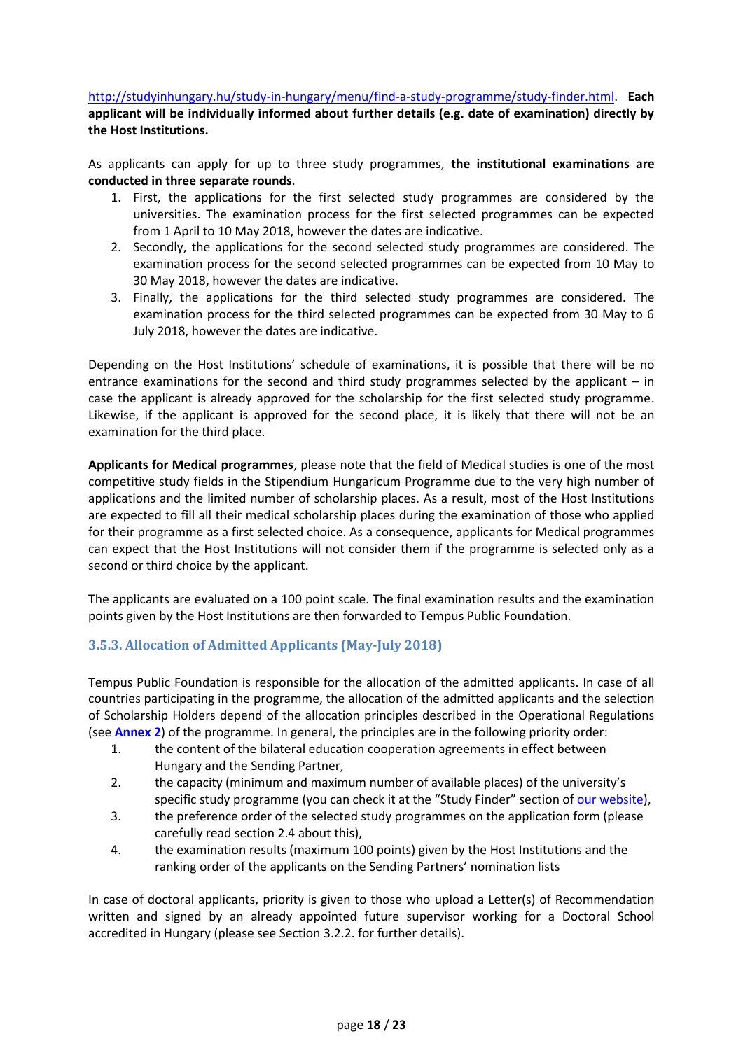http://studyinhungary.hu/study-in-hungary/menu/find-a-study-programme/study-finder.html. **Each applicant will be individually informed about further details (e.g. date of examination) directly by the Host Institutions.**

As applicants can apply for up to three study programmes, **the institutional examinations are conducted in three separate rounds**.

1. First, the applications for the first selected study programmes are considered by the universities. The examination process for the first selected programmes can be expected from 1 April to 10 May 2018, however the dates are indicative.
2. Secondly, the applications for the second selected study programmes are considered. The examination process for the second selected programmes can be expected from 10 May to 30 May 2018, however the dates are indicative.
3. Finally, the applications for the third selected study programmes are considered. The examination process for the third selected programmes can be expected from 30 May to 6 July 2018, however the dates are indicative.

Depending on the Host Institutions' schedule of examinations, it is possible that there will be no entrance examinations for the second and third study programmes selected by the applicant – in case the applicant is already approved for the scholarship for the first selected study programme. Likewise, if the applicant is approved for the second place, it is likely that there will not be an examination for the third place.

**Applicants for Medical programmes**, please note that the field of Medical studies is one of the most competitive study fields in the Stipendium Hungaricum Programme due to the very high number of applications and the limited number of scholarship places. As a result, most of the Host Institutions are expected to fill all their medical scholarship places during the examination of those who applied for their programme as a first selected choice. As a consequence, applicants for Medical programmes can expect that the Host Institutions will not consider them if the programme is selected only as a second or third choice by the applicant.

The applicants are evaluated on a 100 point scale. The final examination results and the examination points given by the Host Institutions are then forwarded to Tempus Public Foundation.

### 3.5.3. Allocation of Admitted Applicants (May-July 2018)

Tempus Public Foundation is responsible for the allocation of the admitted applicants. In case of all countries participating in the programme, the allocation of the admitted applicants and the selection of Scholarship Holders depend of the allocation principles described in the Operational Regulations (see **Annex 2**) of the programme. In general, the principles are in the following priority order:

1. the content of the bilateral education cooperation agreements in effect between Hungary and the Sending Partner,
2. the capacity (minimum and maximum number of available places) of the university's specific study programme (you can check it at the "Study Finder" section of our website),
3. the preference order of the selected study programmes on the application form (please carefully read section 2.4 about this),
4. the examination results (maximum 100 points) given by the Host Institutions and the ranking order of the applicants on the Sending Partners' nomination lists

In case of doctoral applicants, priority is given to those who upload a Letter(s) of Recommendation written and signed by an already appointed future supervisor working for a Doctoral School accredited in Hungary (please see Section 3.2.2. for further details).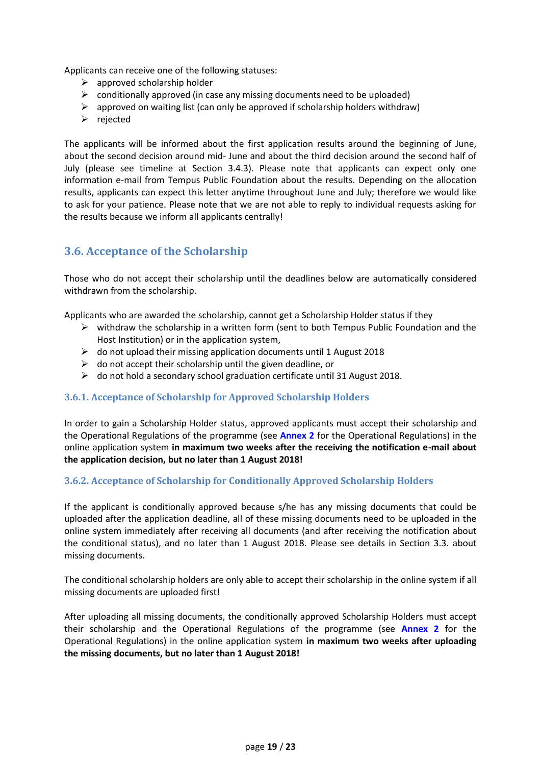Applicants can receive one of the following statuses:

- approved scholarship holder
- conditionally approved (in case any missing documents need to be uploaded)
- approved on waiting list (can only be approved if scholarship holders withdraw)
- rejected

The applicants will be informed about the first application results around the beginning of June, about the second decision around mid- June and about the third decision around the second half of July (please see timeline at Section 3.4.3). Please note that applicants can expect only one information e-mail from Tempus Public Foundation about the results. Depending on the allocation results, applicants can expect this letter anytime throughout June and July; therefore we would like to ask for your patience. Please note that we are not able to reply to individual requests asking for the results because we inform all applicants centrally!

## 3.6. Acceptance of the Scholarship

Those who do not accept their scholarship until the deadlines below are automatically considered withdrawn from the scholarship.

Applicants who are awarded the scholarship, cannot get a Scholarship Holder status if they

- withdraw the scholarship in a written form (sent to both Tempus Public Foundation and the Host Institution) or in the application system,
- do not upload their missing application documents until 1 August 2018
- do not accept their scholarship until the given deadline, or
- do not hold a secondary school graduation certificate until 31 August 2018.

### 3.6.1. Acceptance of Scholarship for Approved Scholarship Holders

In order to gain a Scholarship Holder status, approved applicants must accept their scholarship and the Operational Regulations of the programme (see **Annex 2** for the Operational Regulations) in the online application system **in maximum two weeks after the receiving the notification e-mail about the application decision, but no later than 1 August 2018!**

### 3.6.2. Acceptance of Scholarship for Conditionally Approved Scholarship Holders

If the applicant is conditionally approved because s/he has any missing documents that could be uploaded after the application deadline, all of these missing documents need to be uploaded in the online system immediately after receiving all documents (and after receiving the notification about the conditional status), and no later than 1 August 2018. Please see details in Section 3.3. about missing documents.

The conditional scholarship holders are only able to accept their scholarship in the online system if all missing documents are uploaded first!

After uploading all missing documents, the conditionally approved Scholarship Holders must accept their scholarship and the Operational Regulations of the programme (see **Annex 2** for the Operational Regulations) in the online application system **in maximum two weeks after uploading the missing documents, but no later than 1 August 2018!**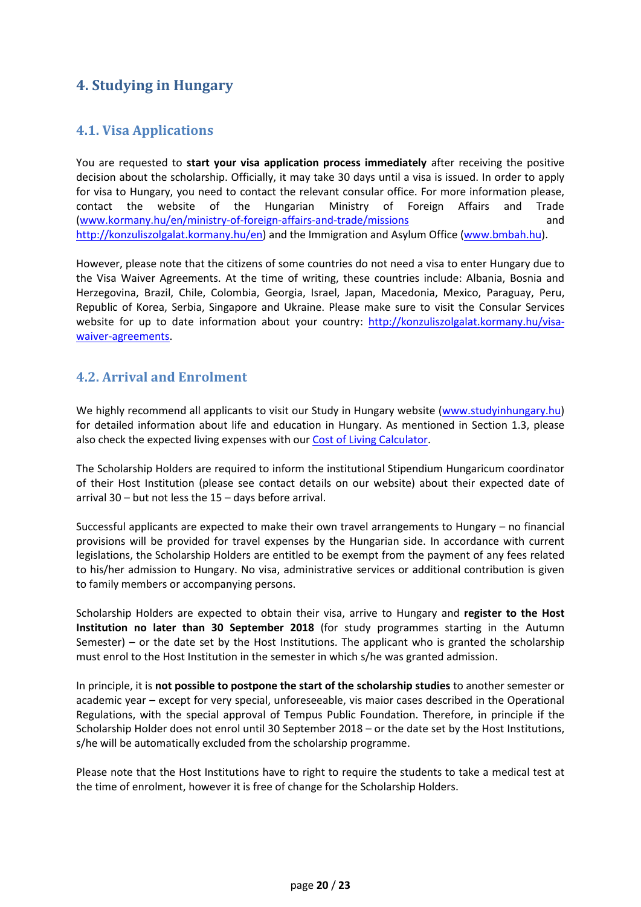## 4. Studying in Hungary

### 4.1. Visa Applications

You are requested to **start your visa application process immediately** after receiving the positive decision about the scholarship. Officially, it may take 30 days until a visa is issued. In order to apply for visa to Hungary, you need to contact the relevant consular office. For more information please, contact the website of the Hungarian Ministry of Foreign Affairs and Trade (www.kormany.hu/en/ministry-of-foreign-affairs-and-trade/missions and http://konzuliszolgalat.kormany.hu/en) and the Immigration and Asylum Office (www.bmbah.hu).

However, please note that the citizens of some countries do not need a visa to enter Hungary due to the Visa Waiver Agreements. At the time of writing, these countries include: Albania, Bosnia and Herzegovina, Brazil, Chile, Colombia, Georgia, Israel, Japan, Macedonia, Mexico, Paraguay, Peru, Republic of Korea, Serbia, Singapore and Ukraine. Please make sure to visit the Consular Services website for up to date information about your country: http://konzuliszolgalat.kormany.hu/visa-waiver-agreements.

### 4.2. Arrival and Enrolment

We highly recommend all applicants to visit our Study in Hungary website (www.studyinhungary.hu) for detailed information about life and education in Hungary. As mentioned in Section 1.3, please also check the expected living expenses with our Cost of Living Calculator.

The Scholarship Holders are required to inform the institutional Stipendium Hungaricum coordinator of their Host Institution (please see contact details on our website) about their expected date of arrival 30 – but not less the 15 – days before arrival.

Successful applicants are expected to make their own travel arrangements to Hungary – no financial provisions will be provided for travel expenses by the Hungarian side. In accordance with current legislations, the Scholarship Holders are entitled to be exempt from the payment of any fees related to his/her admission to Hungary. No visa, administrative services or additional contribution is given to family members or accompanying persons.

Scholarship Holders are expected to obtain their visa, arrive to Hungary and **register to the Host Institution no later than 30 September 2018** (for study programmes starting in the Autumn Semester) – or the date set by the Host Institutions. The applicant who is granted the scholarship must enrol to the Host Institution in the semester in which s/he was granted admission.

In principle, it is **not possible to postpone the start of the scholarship studies** to another semester or academic year – except for very special, unforeseeable, vis maior cases described in the Operational Regulations, with the special approval of Tempus Public Foundation. Therefore, in principle if the Scholarship Holder does not enrol until 30 September 2018 – or the date set by the Host Institutions, s/he will be automatically excluded from the scholarship programme.

Please note that the Host Institutions have to right to require the students to take a medical test at the time of enrolment, however it is free of change for the Scholarship Holders.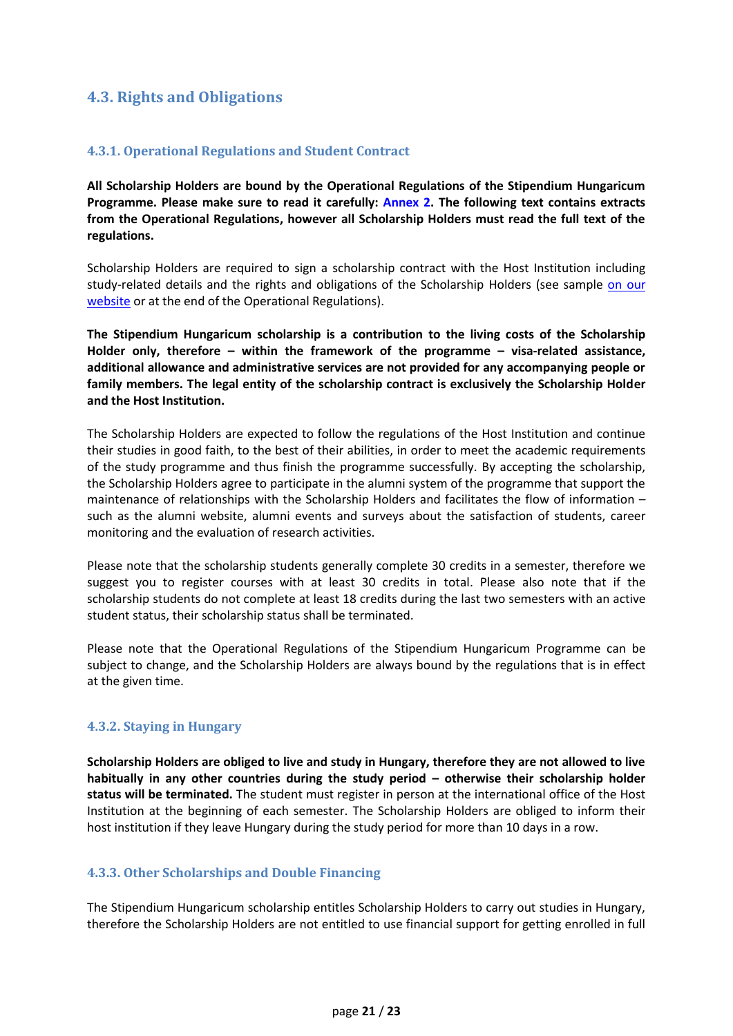## 4.3. Rights and Obligations

### 4.3.1. Operational Regulations and Student Contract

**All Scholarship Holders are bound by the Operational Regulations of the Stipendium Hungaricum Programme. Please make sure to read it carefully: Annex 2. The following text contains extracts from the Operational Regulations, however all Scholarship Holders must read the full text of the regulations.**

Scholarship Holders are required to sign a scholarship contract with the Host Institution including study-related details and the rights and obligations of the Scholarship Holders (see sample on our website or at the end of the Operational Regulations).

**The Stipendium Hungaricum scholarship is a contribution to the living costs of the Scholarship Holder only, therefore – within the framework of the programme – visa-related assistance, additional allowance and administrative services are not provided for any accompanying people or family members. The legal entity of the scholarship contract is exclusively the Scholarship Holder and the Host Institution.**

The Scholarship Holders are expected to follow the regulations of the Host Institution and continue their studies in good faith, to the best of their abilities, in order to meet the academic requirements of the study programme and thus finish the programme successfully. By accepting the scholarship, the Scholarship Holders agree to participate in the alumni system of the programme that support the maintenance of relationships with the Scholarship Holders and facilitates the flow of information – such as the alumni website, alumni events and surveys about the satisfaction of students, career monitoring and the evaluation of research activities.

Please note that the scholarship students generally complete 30 credits in a semester, therefore we suggest you to register courses with at least 30 credits in total. Please also note that if the scholarship students do not complete at least 18 credits during the last two semesters with an active student status, their scholarship status shall be terminated.

Please note that the Operational Regulations of the Stipendium Hungaricum Programme can be subject to change, and the Scholarship Holders are always bound by the regulations that is in effect at the given time.

### 4.3.2. Staying in Hungary

**Scholarship Holders are obliged to live and study in Hungary, therefore they are not allowed to live habitually in any other countries during the study period – otherwise their scholarship holder status will be terminated.** The student must register in person at the international office of the Host Institution at the beginning of each semester. The Scholarship Holders are obliged to inform their host institution if they leave Hungary during the study period for more than 10 days in a row.

### 4.3.3. Other Scholarships and Double Financing

The Stipendium Hungaricum scholarship entitles Scholarship Holders to carry out studies in Hungary, therefore the Scholarship Holders are not entitled to use financial support for getting enrolled in full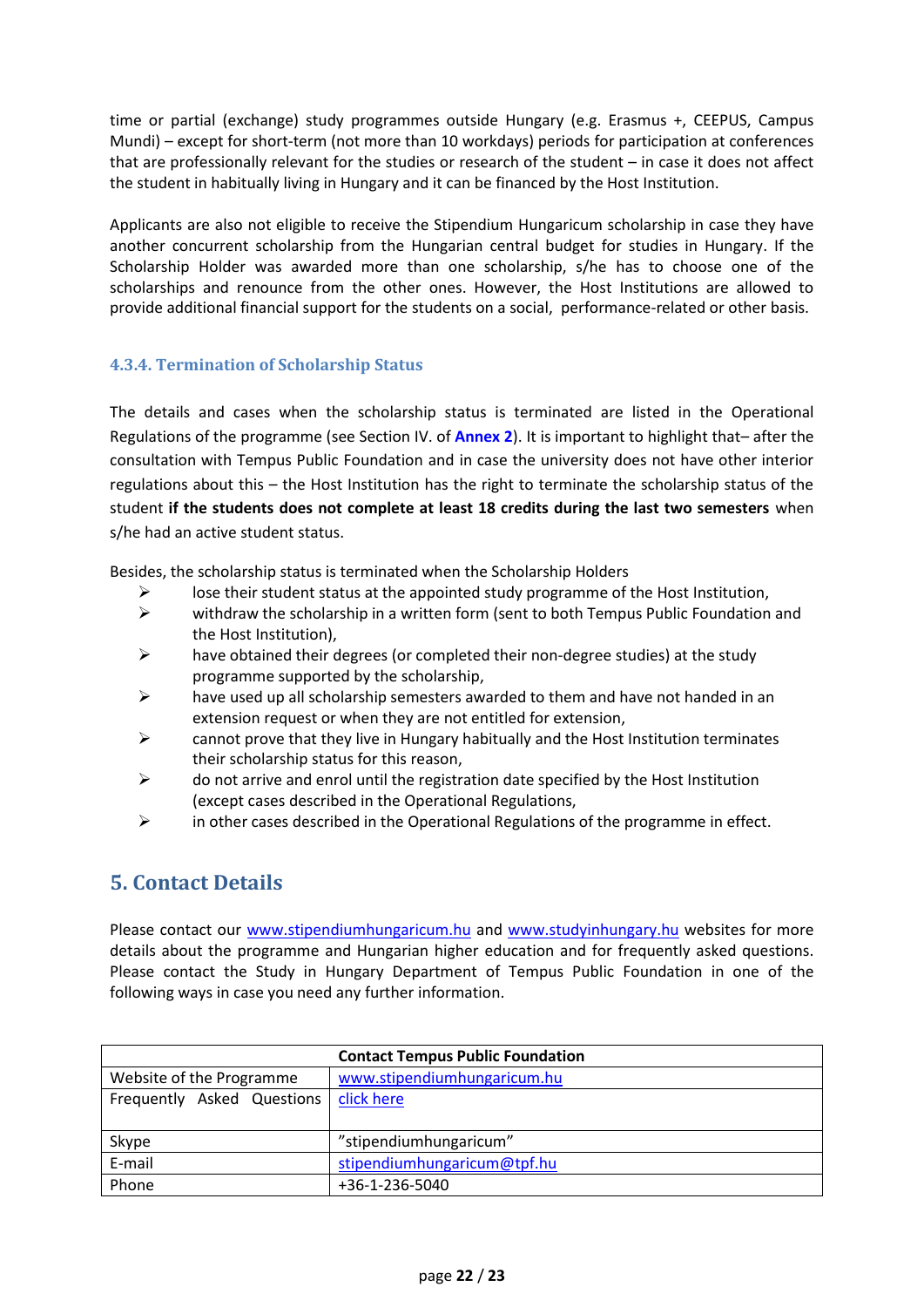time or partial (exchange) study programmes outside Hungary (e.g. Erasmus +, CEEPUS, Campus Mundi) – except for short-term (not more than 10 workdays) periods for participation at conferences that are professionally relevant for the studies or research of the student – in case it does not affect the student in habitually living in Hungary and it can be financed by the Host Institution.

Applicants are also not eligible to receive the Stipendium Hungaricum scholarship in case they have another concurrent scholarship from the Hungarian central budget for studies in Hungary. If the Scholarship Holder was awarded more than one scholarship, s/he has to choose one of the scholarships and renounce from the other ones. However, the Host Institutions are allowed to provide additional financial support for the students on a social, performance-related or other basis.

### 4.3.4. Termination of Scholarship Status

The details and cases when the scholarship status is terminated are listed in the Operational Regulations of the programme (see Section IV. of **Annex 2**). It is important to highlight that– after the consultation with Tempus Public Foundation and in case the university does not have other interior regulations about this – the Host Institution has the right to terminate the scholarship status of the student **if the students does not complete at least 18 credits during the last two semesters** when s/he had an active student status.

Besides, the scholarship status is terminated when the Scholarship Holders

- lose their student status at the appointed study programme of the Host Institution,
- withdraw the scholarship in a written form (sent to both Tempus Public Foundation and the Host Institution),
- have obtained their degrees (or completed their non-degree studies) at the study programme supported by the scholarship,
- have used up all scholarship semesters awarded to them and have not handed in an extension request or when they are not entitled for extension,
- cannot prove that they live in Hungary habitually and the Host Institution terminates their scholarship status for this reason,
- do not arrive and enrol until the registration date specified by the Host Institution (except cases described in the Operational Regulations,
- in other cases described in the Operational Regulations of the programme in effect.

## 5. Contact Details

Please contact our www.stipendiumhungaricum.hu and www.studyinhungary.hu websites for more details about the programme and Hungarian higher education and for frequently asked questions. Please contact the Study in Hungary Department of Tempus Public Foundation in one of the following ways in case you need any further information.

| **Contact Tempus Public Foundation** | |
|---|---|
| Website of the Programme | www.stipendiumhungaricum.hu |
| Frequently Asked Questions | click here |
| Skype | ”stipendiumhungaricum” |
| E-mail | stipendiumhungaricum@tpf.hu |
| Phone | +36-1-236-5040 |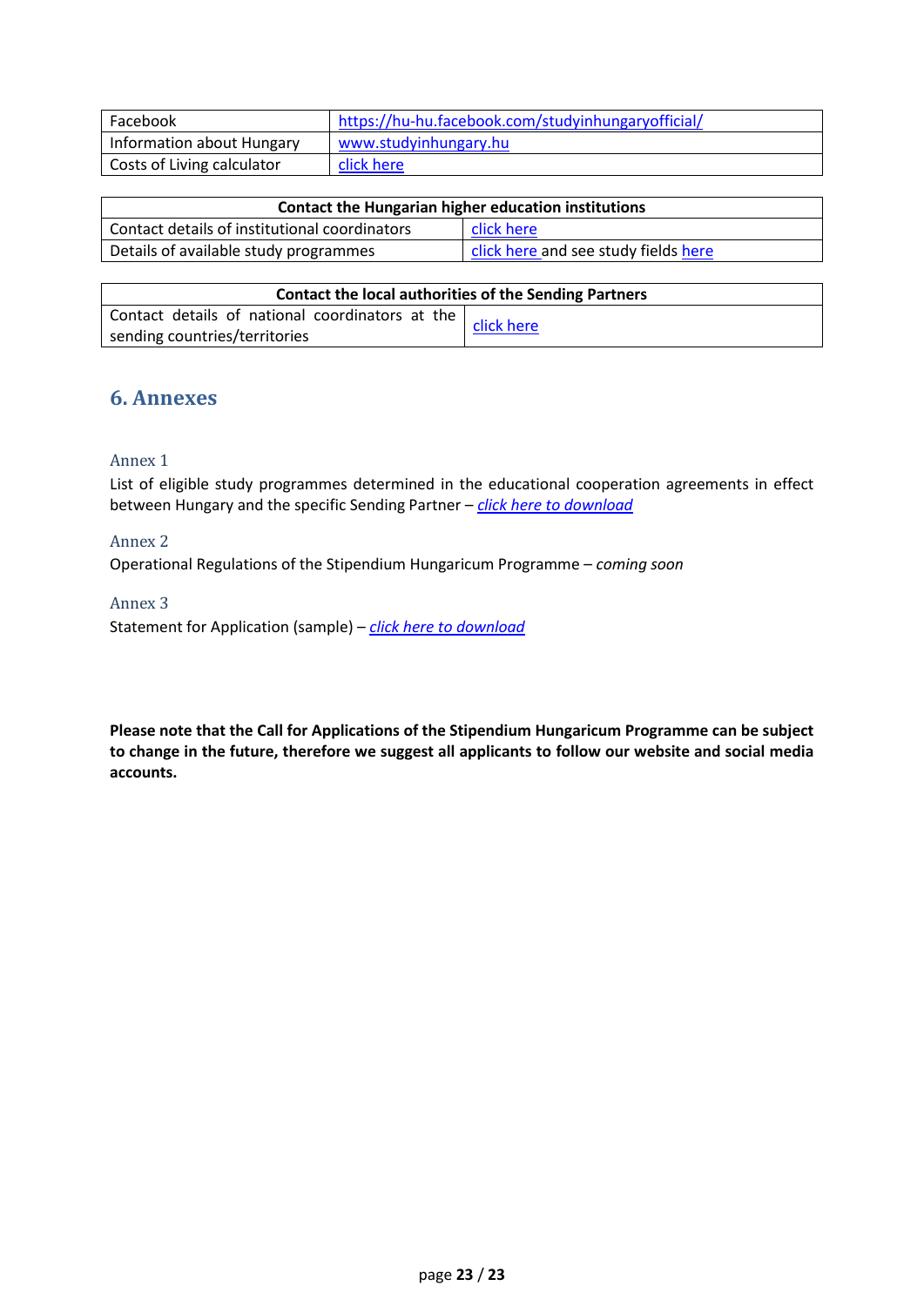| | |
|---|---|
| Facebook | https://hu-hu.facebook.com/studyinhungaryofficial/ |
| Information about Hungary | www.studyinhungary.hu |
| Costs of Living calculator | click here |

| Contact the Hungarian higher education institutions | |
|---|---|
| Contact details of institutional coordinators | click here |
| Details of available study programmes | click here and see study fields here |

| Contact the local authorities of the Sending Partners | |
|---|---|
| Contact details of national coordinators at the sending countries/territories | click here |

## 6. Annexes

### Annex 1

List of eligible study programmes determined in the educational cooperation agreements in effect between Hungary and the specific Sending Partner – *click here to download*

### Annex 2

Operational Regulations of the Stipendium Hungaricum Programme – *coming soon*

### Annex 3

Statement for Application (sample) – *click here to download*

**Please note that the Call for Applications of the Stipendium Hungaricum Programme can be subject to change in the future, therefore we suggest all applicants to follow our website and social media accounts.**